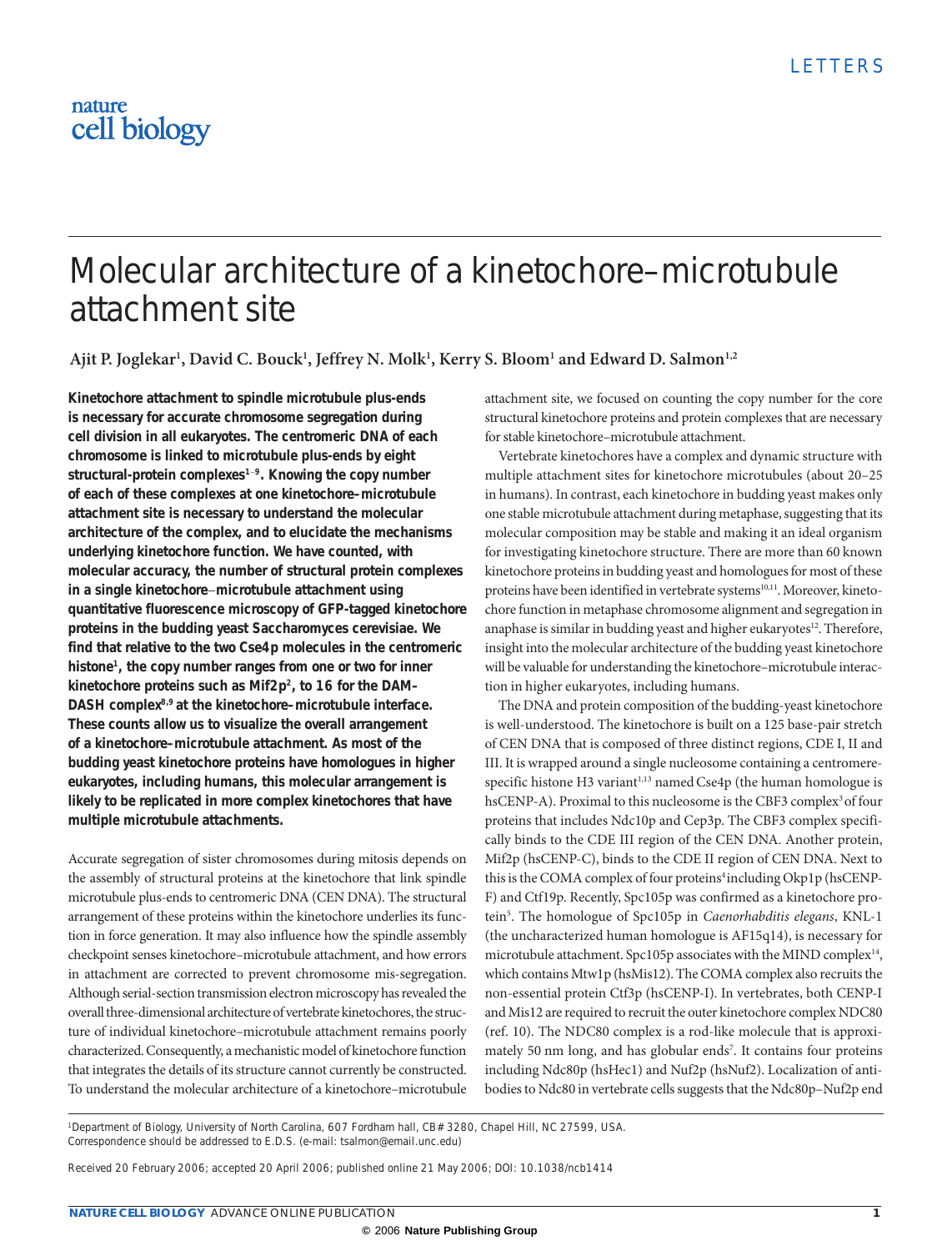# Molecular architecture of a kinetochore–microtubule attachment site

**Ajit P. Joglekar[1], David C. Bouck[1], Jeffrey N. Molk[1], Kerry S. Bloom[1] and Edward D. Salmon[1,2]**

**Kinetochore attachment to spindle microtubule plus-ends is necessary for accurate chromosome segregation during cell division in all eukaryotes. The centromeric DNA of each chromosome is linked to microtubule plus-ends by eight structural-protein complexes[1–9]. Knowing the copy number of each of these complexes at one kinetochore–microtubule attachment site is necessary to understand the molecular architecture of the complex, and to elucidate the mechanisms underlying kinetochore function. We have counted, with molecular accuracy, the number of structural protein complexes in a single kinetochore–microtubule attachment using quantitative fluorescence microscopy of GFP-tagged kinetochore proteins in the budding yeast *Saccharomyces cerevisiae*. We find that relative to the two Cse4p molecules in the centromeric histone[1], the copy number ranges from one or two for inner kinetochore proteins such as Mif2p[2], to 16 for the DAM–DASH complex[8,9] at the kinetochore–microtubule interface. These counts allow us to visualize the overall arrangement of a kinetochore–microtubule attachment. As most of the budding yeast kinetochore proteins have homologues in higher eukaryotes, including humans, this molecular arrangement is likely to be replicated in more complex kinetochores that have multiple microtubule attachments.**

Accurate segregation of sister chromosomes during mitosis depends on the assembly of structural proteins at the kinetochore that link spindle microtubule plus-ends to centromeric DNA (CEN DNA). The structural arrangement of these proteins within the kinetochore underlies its function in force generation. It may also influence how the spindle assembly checkpoint senses kinetochore–microtubule attachment, and how errors in attachment are corrected to prevent chromosome mis-segregation. Although serial-section transmission electron microscopy has revealed the overall three-dimensional architecture of vertebrate kinetochores, the structure of individual kinetochore–microtubule attachment remains poorly characterized. Consequently, a mechanistic model of kinetochore function that integrates the details of its structure cannot currently be constructed. To understand the molecular architecture of a kinetochore–microtubule attachment site, we focused on counting the copy number for the core structural kinetochore proteins and protein complexes that are necessary for stable kinetochore–microtubule attachment.

Vertebrate kinetochores have a complex and dynamic structure with multiple attachment sites for kinetochore microtubules (about 20–25 in humans). In contrast, each kinetochore in budding yeast makes only one stable microtubule attachment during metaphase, suggesting that its molecular composition may be stable and making it an ideal organism for investigating kinetochore structure. There are more than 60 known kinetochore proteins in budding yeast and homologues for most of these proteins have been identified in vertebrate systems[10,11]. Moreover, kinetochore function in metaphase chromosome alignment and segregation in anaphase is similar in budding yeast and higher eukaryotes[12]. Therefore, insight into the molecular architecture of the budding yeast kinetochore will be valuable for understanding the kinetochore–microtubule interaction in higher eukaryotes, including humans.

The DNA and protein composition of the budding-yeast kinetochore is well-understood. The kinetochore is built on a 125 base-pair stretch of CEN DNA that is composed of three distinct regions, CDE I, II and III. It is wrapped around a single nucleosome containing a centromere-specific histone H3 variant[1,13] named Cse4p (the human homologue is hsCENP-A). Proximal to this nucleosome is the CBF3 complex[3] of four proteins that includes Ndc10p and Cep3p. The CBF3 complex specifically binds to the CDE III region of the CEN DNA. Another protein, Mif2p (hsCENP-C), binds to the CDE II region of CEN DNA. Next to this is the COMA complex of four proteins[4] including Okp1p (hsCENP-F) and Ctf19p. Recently, Spc105p was confirmed as a kinetochore protein[5]. The homologue of Spc105p in *Caenorhabditis elegans*, KNL-1 (the uncharacterized human homologue is AF15q14), is necessary for microtubule attachment. Spc105p associates with the MIND complex[14], which contains Mtw1p (hsMis12). The COMA complex also recruits the non-essential protein Ctf3p (hsCENP-I). In vertebrates, both CENP-I and Mis12 are required to recruit the outer kinetochore complex NDC80 (ref. 10). The NDC80 complex is a rod-like molecule that is approximately 50 nm long, and has globular ends[7]. It contains four proteins including Ndc80p (hsHec1) and Nuf2p (hsNuf2). Localization of antibodies to Ndc80 in vertebrate cells suggests that the Ndc80p–Nuf2p end

[1]Department of Biology, University of North Carolina, 607 Fordham hall, CB# 3280, Chapel Hill, NC 27599, USA.
Correspondence should be addressed to E.D.S. (e-mail: tsalmon@email.unc.edu)

Received 20 February 2006; accepted 20 April 2006; published online 21 May 2006; DOI: 10.1038/ncb1414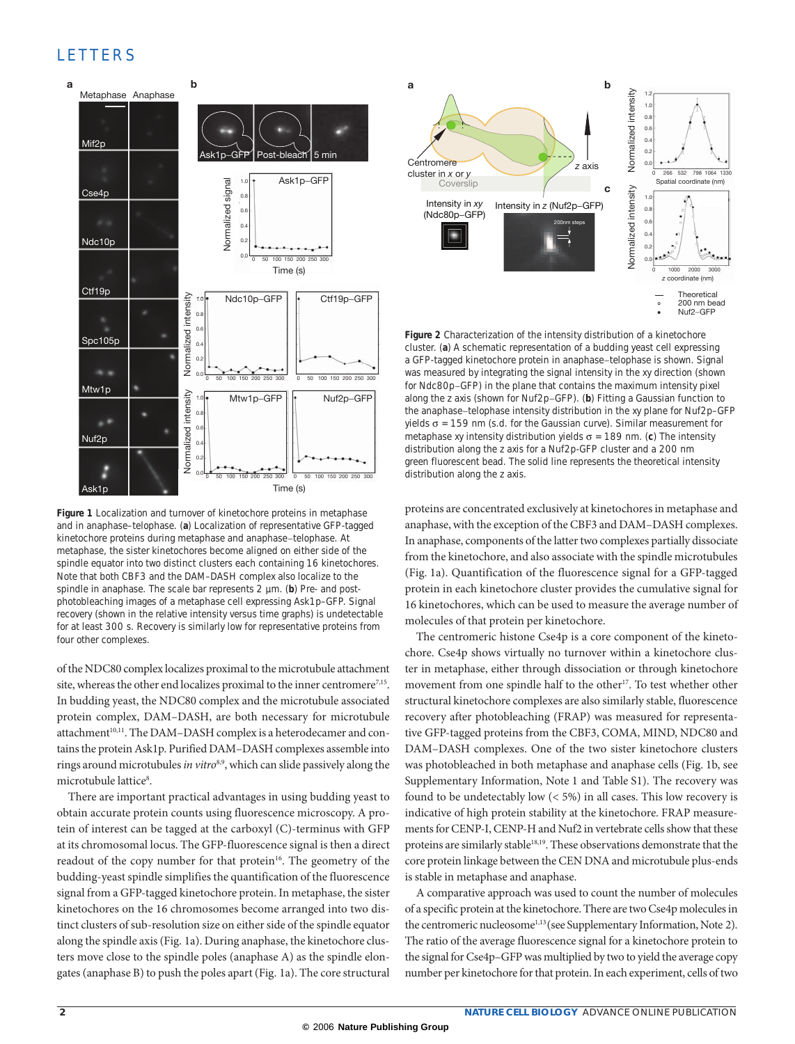**Figure 1** Localization and turnover of kinetochore proteins in metaphase and in anaphase–telophase. (**a**) Localization of representative GFP-tagged kinetochore proteins during metaphase and anaphase–telophase. At metaphase, the sister kinetochores become aligned on either side of the spindle equator into two distinct clusters each containing 16 kinetochores. Note that both CBF3 and the DAM–DASH complex also localize to the spindle in anaphase. The scale bar represents 2 µm. (**b**) Pre- and post-photobleaching images of a metaphase cell expressing Ask1p–GFP. Signal recovery (shown in the relative intensity versus time graphs) is undetectable for at least 300 s. Recovery is similarly low for representative proteins from four other complexes.

**Figure 2** Characterization of the intensity distribution of a kinetochore cluster. (**a**) A schematic representation of a budding yeast cell expressing a GFP-tagged kinetochore protein in anaphase–telophase is shown. Signal was measured by integrating the signal intensity in the xy direction (shown for Ndc80p–GFP) in the plane that contains the maximum intensity pixel along the z axis (shown for Nuf2p–GFP). (**b**) Fitting a Gaussian function to the anaphase–telophase intensity distribution in the xy plane for Nuf2p-GFP yields σ = 159 nm (s.d. for the Gaussian curve). Similar measurement for metaphase xy intensity distribution yields σ = 189 nm. (**c**) The intensity distribution along the z axis for a Nuf2p-GFP cluster and a 200 nm green fluorescent bead. The solid line represents the theoretical intensity distribution along the z axis.

of the NDC80 complex localizes proximal to the microtubule attachment site, whereas the other end localizes proximal to the inner centromere[7,15]. In budding yeast, the NDC80 complex and the microtubule associated protein complex, DAM–DASH, are both necessary for microtubule attachment[10,11]. The DAM–DASH complex is a heterodecamer and contains the protein Ask1p. Purified DAM–DASH complexes assemble into rings around microtubules *in vitro*[8,9], which can slide passively along the microtubule lattice[8].

There are important practical advantages in using budding yeast to obtain accurate protein counts using fluorescence microscopy. A protein of interest can be tagged at the carboxyl (C)-terminus with GFP at its chromosomal locus. The GFP-fluorescence signal is then a direct readout of the copy number for that protein[16]. The geometry of the budding-yeast spindle simplifies the quantification of the fluorescence signal from a GFP-tagged kinetochore protein. In metaphase, the sister kinetochores on the 16 chromosomes become arranged into two distinct clusters of sub-resolution size on either side of the spindle equator along the spindle axis (Fig. 1a). During anaphase, the kinetochore clusters move close to the spindle poles (anaphase A) as the spindle elongates (anaphase B) to push the poles apart (Fig. 1a). The core structural proteins are concentrated exclusively at kinetochores in metaphase and anaphase, with the exception of the CBF3 and DAM–DASH complexes. In anaphase, components of the latter two complexes partially dissociate from the kinetochore, and also associate with the spindle microtubules (Fig. 1a). Quantification of the fluorescence signal for a GFP-tagged protein in each kinetochore cluster provides the cumulative signal for 16 kinetochores, which can be used to measure the average number of molecules of that protein per kinetochore.

The centromeric histone Cse4p is a core component of the kinetochore. Cse4p shows virtually no turnover within a kinetochore cluster in metaphase, either through dissociation or through kinetochore movement from one spindle half to the other[17]. To test whether other structural kinetochore complexes are also similarly stable, fluorescence recovery after photobleaching (FRAP) was measured for representative GFP-tagged proteins from the CBF3, COMA, MIND, NDC80 and DAM–DASH complexes. One of the two sister kinetochore clusters was photobleached in both metaphase and anaphase cells (Fig. 1b, see Supplementary Information, Note 1 and Table S1). The recovery was found to be undetectably low (< 5%) in all cases. This low recovery is indicative of high protein stability at the kinetochore. FRAP measurements for CENP-I, CENP-H and Nuf2 in vertebrate cells show that these proteins are similarly stable[18,19]. These observations demonstrate that the core protein linkage between the CEN DNA and microtubule plus-ends is stable in metaphase and anaphase.

A comparative approach was used to count the number of molecules of a specific protein at the kinetochore. There are two Cse4p molecules in the centromeric nucleosome[1,13] (see Supplementary Information, Note 2). The ratio of the average fluorescence signal for a kinetochore protein to the signal for Cse4p–GFP was multiplied by two to yield the average copy number per kinetochore for that protein. In each experiment, cells of two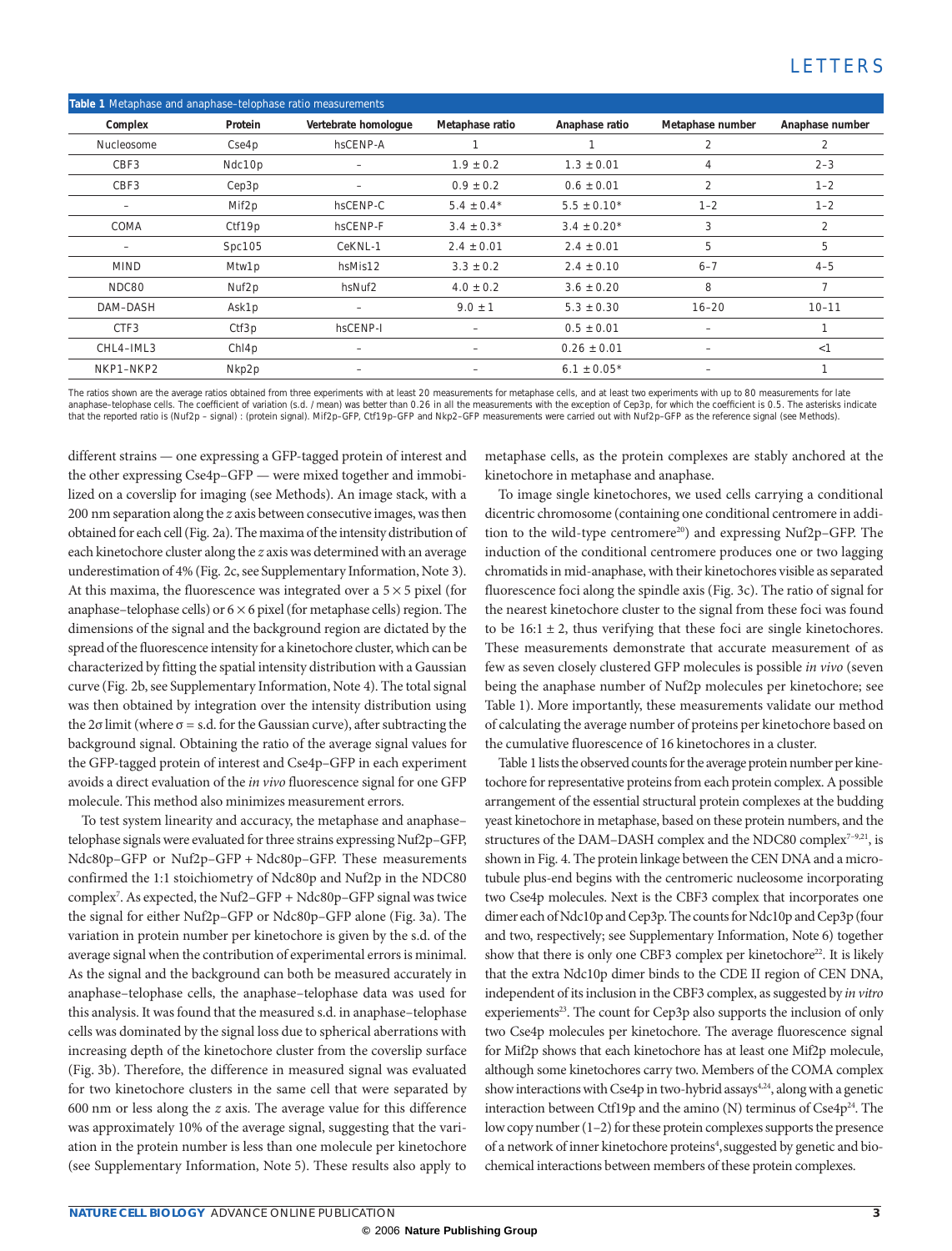**Table 1** Metaphase and anaphase–telophase ratio measurements

| Complex | Protein | Vertebrate homologue | Metaphase ratio | Anaphase ratio | Metaphase number | Anaphase number |
|---|---|---|---|---|---|---|
| Nucleosome | Cse4p | hsCENP-A | 1 | 1 | 2 | 2 |
| CBF3 | Ndc10p | – | 1.9 ± 0.2 | 1.3 ± 0.01 | 4 | 2–3 |
| CBF3 | Cep3p | – | 0.9 ± 0.2 | 0.6 ± 0.01 | 2 | 1–2 |
| – | Mif2p | hsCENP-C | 5.4 ± 0.4* | 5.5 ± 0.10* | 1–2 | 1–2 |
| COMA | Ctf19p | hsCENP-F | 3.4 ± 0.3* | 3.4 ± 0.20* | 3 | 2 |
| – | Spc105 | CeKNL-1 | 2.4 ± 0.01 | 2.4 ± 0.01 | 5 | 5 |
| MIND | Mtw1p | hsMis12 | 3.3 ± 0.2 | 2.4 ± 0.10 | 6–7 | 4–5 |
| NDC80 | Nuf2p | hsNuf2 | 4.0 ± 0.2 | 3.6 ± 0.20 | 8 | 7 |
| DAM–DASH | Ask1p | – | 9.0 ± 1 | 5.3 ± 0.30 | 16–20 | 10–11 |
| CTF3 | Ctf3p | hsCENP-I | – | 0.5 ± 0.01 | – | 1 |
| CHL4–IML3 | Chl4p | – | – | 0.26 ± 0.01 | – | <1 |
| NKP1–NKP2 | Nkp2p | – | – | 6.1 ± 0.05* | – | 1 |

The ratios shown are the average ratios obtained from three experiments with at least 20 measurements for metaphase cells, and at least two experiments with up to 80 measurements for late anaphase–telophase cells. The coefficient of variation (s.d. / mean) was better than 0.26 in all the measurements with the exception of Cep3p, for which the coefficient is 0.5. The asterisks indicate that the reported ratio is (Nuf2p – signal) : (protein signal). Mif2p–GFP, Ctf19p–GFP and Nkp2–GFP measurements were carried out with Nuf2p–GFP as the reference signal (see Methods).

different strains — one expressing a GFP-tagged protein of interest and the other expressing Cse4p–GFP — were mixed together and immobilized on a coverslip for imaging (see Methods). An image stack, with a 200 nm separation along the *z* axis between consecutive images, was then obtained for each cell (Fig. 2a). The maxima of the intensity distribution of each kinetochore cluster along the *z* axis was determined with an average underestimation of 4% (Fig. 2c, see Supplementary Information, Note 3). At this maxima, the fluorescence was integrated over a $5 \times 5$ pixel (for anaphase–telophase cells) or $6 \times 6$ pixel (for metaphase cells) region. The dimensions of the signal and the background region are dictated by the spread of the fluorescence intensity for a kinetochore cluster, which can be characterized by fitting the spatial intensity distribution with a Gaussian curve (Fig. 2b, see Supplementary Information, Note 4). The total signal was then obtained by integration over the intensity distribution using the $2\sigma$ limit (where $\sigma$ = s.d. for the Gaussian curve), after subtracting the background signal. Obtaining the ratio of the average signal values for the GFP-tagged protein of interest and Cse4p–GFP in each experiment avoids a direct evaluation of the *in vivo* fluorescence signal for one GFP molecule. This method also minimizes measurement errors.

To test system linearity and accuracy, the metaphase and anaphase–telophase signals were evaluated for three strains expressing Nuf2p–GFP, Ndc80p–GFP or Nuf2p–GFP + Ndc80p–GFP. These measurements confirmed the 1:1 stoichiometry of Ndc80p and Nuf2p in the NDC80 complex[7]. As expected, the Nuf2–GFP + Ndc80p–GFP signal was twice the signal for either Nuf2p–GFP or Ndc80p–GFP alone (Fig. 3a). The variation in protein number per kinetochore is given by the s.d. of the average signal when the contribution of experimental errors is minimal. As the signal and the background can both be measured accurately in anaphase–telophase cells, the anaphase–telophase data was used for this analysis. It was found that the measured s.d. in anaphase–telophase cells was dominated by the signal loss due to spherical aberrations with increasing depth of the kinetochore cluster from the coverslip surface (Fig. 3b). Therefore, the difference in measured signal was evaluated for two kinetochore clusters in the same cell that were separated by 600 nm or less along the *z* axis. The average value for this difference was approximately 10% of the average signal, suggesting that the variation in the protein number is less than one molecule per kinetochore (see Supplementary Information, Note 5). These results also apply to metaphase cells, as the protein complexes are stably anchored at the kinetochore in metaphase and anaphase.

To image single kinetochores, we used cells carrying a conditional dicentric chromosome (containing one conditional centromere in addition to the wild-type centromere[20]) and expressing Nuf2p–GFP. The induction of the conditional centromere produces one or two lagging chromatids in mid-anaphase, with their kinetochores visible as separated fluorescence foci along the spindle axis (Fig. 3c). The ratio of signal for the nearest kinetochore cluster to the signal from these foci was found to be 16:1 ± 2, thus verifying that these foci are single kinetochores. These measurements demonstrate that accurate measurement of as few as seven closely clustered GFP molecules is possible *in vivo* (seven being the anaphase number of Nuf2p molecules per kinetochore; see Table 1). More importantly, these measurements validate our method of calculating the average number of proteins per kinetochore based on the cumulative fluorescence of 16 kinetochores in a cluster.

Table 1 lists the observed counts for the average protein number per kinetochore for representative proteins from each protein complex. A possible arrangement of the essential structural protein complexes at the budding yeast kinetochore in metaphase, based on these protein numbers, and the structures of the DAM–DASH complex and the NDC80 complex[7–9,21], is shown in Fig. 4. The protein linkage between the CEN DNA and a microtubule plus-end begins with the centromeric nucleosome incorporating two Cse4p molecules. Next is the CBF3 complex that incorporates one dimer each of Ndc10p and Cep3p. The counts for Ndc10p and Cep3p (four and two, respectively; see Supplementary Information, Note 6) together show that there is only one CBF3 complex per kinetochore[22]. It is likely that the extra Ndc10p dimer binds to the CDE II region of CEN DNA, independent of its inclusion in the CBF3 complex, as suggested by *in vitro* experiments[23]. The count for Cep3p also supports the inclusion of only two Cse4p molecules per kinetochore. The average fluorescence signal for Mif2p shows that each kinetochore has at least one Mif2p molecule, although some kinetochores carry two. Members of the COMA complex show interactions with Cse4p in two-hybrid assays[4,24], along with a genetic interaction between Ctf19p and the amino (N) terminus of Cse4p[24]. The low copy number (1–2) for these protein complexes supports the presence of a network of inner kinetochore proteins[4], suggested by genetic and biochemical interactions between members of these protein complexes.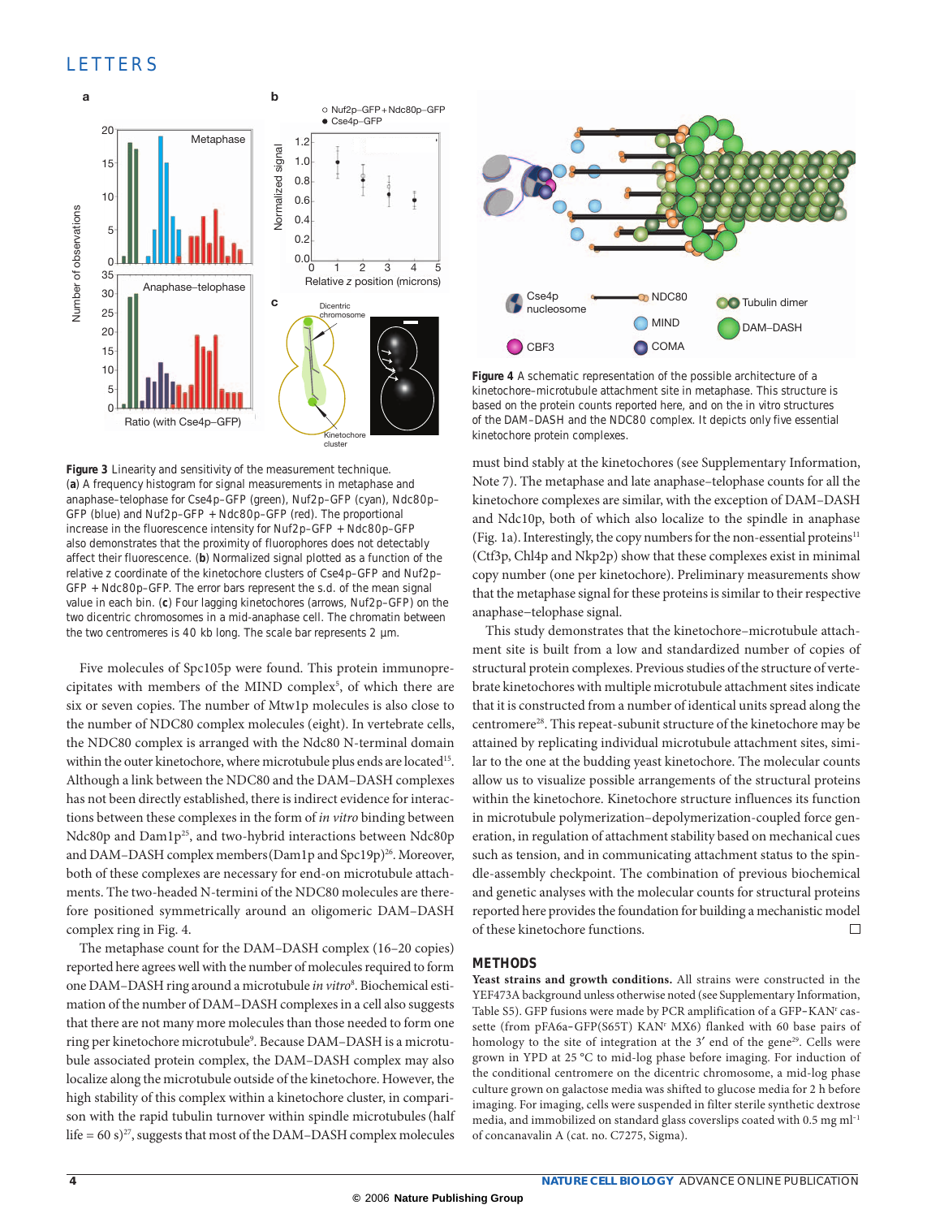Figure 3 Linearity and sensitivity of the measurement technique. (**a**) A frequency histogram for signal measurements in metaphase and anaphase–telophase for Cse4p–GFP (green), Nuf2p–GFP (cyan), Ndc80p–GFP (blue) and Nuf2p–GFP + Ndc80p–GFP (red). The proportional increase in the fluorescence intensity for Nuf2p–GFP + Ndc80p–GFP also demonstrates that the proximity of fluorophores does not detectably affect their fluorescence. (**b**) Normalized signal plotted as a function of the relative z coordinate of the kinetochore clusters of Cse4p–GFP and Nuf2p–GFP + Ndc80p–GFP. The error bars represent the s.d. of the mean signal value in each bin. (**c**) Four lagging kinetochores (arrows, Nuf2p–GFP) on the two dicentric chromosomes in a mid-anaphase cell. The chromatin between the two centromeres is 40 kb long. The scale bar represents 2 µm.

Five molecules of Spc105p were found. This protein immunoprecipitates with members of the MIND complex[5], of which there are six or seven copies. The number of Mtw1p molecules is also close to the number of NDC80 complex molecules (eight). In vertebrate cells, the NDC80 complex is arranged with the Ndc80 N-terminal domain within the outer kinetochore, where microtubule plus ends are located[15]. Although a link between the NDC80 and the DAM–DASH complexes has not been directly established, there is indirect evidence for interactions between these complexes in the form of *in vitro* binding between Ndc80p and Dam1p[25], and two-hybrid interactions between Ndc80p and DAM–DASH complex members (Dam1p and Spc19p)[26]. Moreover, both of these complexes are necessary for end-on microtubule attachments. The two-headed N-termini of the NDC80 molecules are therefore positioned symmetrically around an oligomeric DAM–DASH complex ring in Fig. 4.

The metaphase count for the DAM–DASH complex (16–20 copies) reported here agrees well with the number of molecules required to form one DAM–DASH ring around a microtubule *in vitro*[8]. Biochemical estimation of the number of DAM–DASH complexes in a cell also suggests that there are not many more molecules than those needed to form one ring per kinetochore microtubule[9]. Because DAM–DASH is a microtubule associated protein complex, the DAM–DASH complex may also localize along the microtubule outside of the kinetochore. However, the high stability of this complex within a kinetochore cluster, in comparison with the rapid tubulin turnover within spindle microtubules (half life = 60 s)[27], suggests that most of the DAM–DASH complex molecules must bind stably at the kinetochores (see Supplementary Information, Note 7). The metaphase and late anaphase–telophase counts for all the kinetochore complexes are similar, with the exception of DAM–DASH and Ndc10p, both of which also localize to the spindle in anaphase (Fig. 1a). Interestingly, the copy numbers for the non-essential proteins[11] (Ctf3p, Chl4p and Nkp2p) show that these complexes exist in minimal copy number (one per kinetochore). Preliminary measurements show that the metaphase signal for these proteins is similar to their respective anaphase–telophase signal.

This study demonstrates that the kinetochore–microtubule attachment site is built from a low and standardized number of copies of structural protein complexes. Previous studies of the structure of vertebrate kinetochores with multiple microtubule attachment sites indicate that it is constructed from a number of identical units spread along the centromere[28]. This repeat-subunit structure of the kinetochore may be attained by replicating individual microtubule attachment sites, similar to the one at the budding yeast kinetochore. The molecular counts allow us to visualize possible arrangements of the structural proteins within the kinetochore. Kinetochore structure influences its function in microtubule polymerization–depolymerization-coupled force generation, in regulation of attachment stability based on mechanical cues such as tension, and in communicating attachment status to the spindle-assembly checkpoint. The combination of previous biochemical and genetic analyses with the molecular counts for structural proteins reported here provides the foundation for building a mechanistic model of these kinetochore functions.

Figure 4 A schematic representation of the possible architecture of a kinetochore–microtubule attachment site in metaphase. This structure is based on the protein counts reported here, and on the in vitro structures of the DAM–DASH and the NDC80 complex. It depicts only five essential kinetochore protein complexes.

## METHODS

**Yeast strains and growth conditions.** All strains were constructed in the YEF473A background unless otherwise noted (see Supplementary Information, Table S5). GFP fusions were made by PCR amplification of a GFP–KAN$^r$ cassette (from pFA6a–GFP(S65T) KAN$^r$ MX6) flanked with 60 base pairs of homology to the site of integration at the 3′ end of the gene[29]. Cells were grown in YPD at 25 °C to mid-log phase before imaging. For induction of the conditional centromere on the dicentric chromosome, a mid-log phase culture grown on galactose media was shifted to glucose media for 2 h before imaging. For imaging, cells were suspended in filter sterile synthetic dextrose media, and immobilized on standard glass coverslips coated with 0.5 mg ml$^{-1}$ of concanavalin A (cat. no. C7275, Sigma).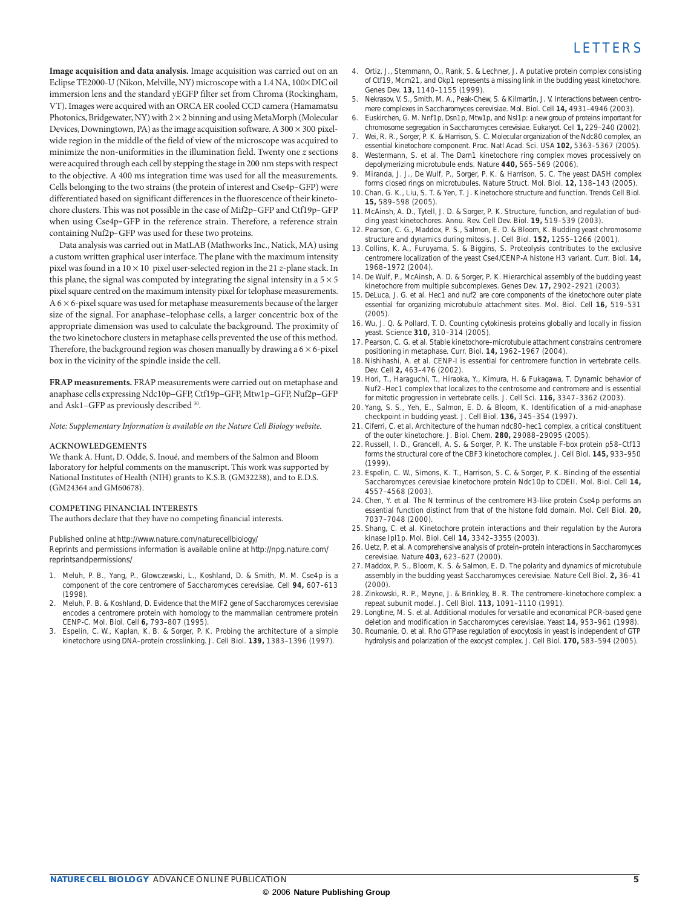**Image acquisition and data analysis.** Image acquisition was carried out on an Eclipse TE2000-U (Nikon, Melville, NY) microscope with a 1.4 NA, 100× DIC oil immersion lens and the standard yEGFP filter set from Chroma (Rockingham, VT). Images were acquired with an ORCA ER cooled CCD camera (Hamamatsu Photonics, Bridgewater, NY) with 2 × 2 binning and using MetaMorph (Molecular Devices, Downingtown, PA) as the image acquisition software. A 300 × 300 pixel-wide region in the middle of the field of view of the microscope was acquired to minimize the non-uniformities in the illumination field. Twenty one *z* sections were acquired through each cell by stepping the stage in 200 nm steps with respect to the objective. A 400 ms integration time was used for all the measurements. Cells belonging to the two strains (the protein of interest and Cse4p–GFP) were differentiated based on significant differences in the fluorescence of their kinetochore clusters. This was not possible in the case of Mif2p–GFP and Ctf19p–GFP when using Cse4p–GFP in the reference strain. Therefore, a reference strain containing Nuf2p–GFP was used for these two proteins.

Data analysis was carried out in MatLAB (Mathworks Inc., Natick, MA) using a custom written graphical user interface. The plane with the maximum intensity pixel was found in a 10 × 10 pixel user-selected region in the 21 *z*-plane stack. In this plane, the signal was computed by integrating the signal intensity in a 5 × 5 pixel square centred on the maximum intensity pixel for telophase measurements. A 6 × 6-pixel square was used for metaphase measurements because of the larger size of the signal. For anaphase–telophase cells, a larger concentric box of the appropriate dimension was used to calculate the background. The proximity of the two kinetochore clusters in metaphase cells prevented the use of this method. Therefore, the background region was chosen manually by drawing a 6 × 6-pixel box in the vicinity of the spindle inside the cell.

**FRAP measurements.** FRAP measurements were carried out on metaphase and anaphase cells expressing Ndc10p–GFP, Ctf19p–GFP, Mtw1p–GFP, Nuf2p–GFP and Ask1–GFP as previously described [30].

*Note: Supplementary Information is available on the Nature Cell Biology website.*

### ACKNOWLEDGEMENTS

We thank A. Hunt, D. Odde, S. Inoué, and members of the Salmon and Bloom laboratory for helpful comments on the manuscript. This work was supported by National Institutes of Health (NIH) grants to K.S.B. (GM32238), and to E.D.S. (GM24364 and GM60678).

### COMPETING FINANCIAL INTERESTS

The authors declare that they have no competing financial interests.

Published online at http://www.nature.com/naturecellbiology/
Reprints and permissions information is available online at http://npg.nature.com/reprintsandpermissions/

1. Meluh, P. B., Yang, P., Glowczewski, L., Koshland, D. & Smith, M. M. Cse4p is a component of the core centromere of Saccharomyces cerevisiae. Cell **94,** 607–613 (1998).
2. Meluh, P. B. & Koshland, D. Evidence that the MIF2 gene of Saccharomyces cerevisiae encodes a centromere protein with homology to the mammalian centromere protein CENP-C. Mol. Biol. Cell **6,** 793–807 (1995).
3. Espelin, C. W., Kaplan, K. B. & Sorger, P. K. Probing the architecture of a simple kinetochore using DNA–protein crosslinking. J. Cell Biol. **139,** 1383–1396 (1997).
4. Ortiz, J., Stemmann, O., Rank, S. & Lechner, J. A putative protein complex consisting of Ctf19, Mcm21, and Okp1 represents a missing link in the budding yeast kinetochore. Genes Dev. **13,** 1140–1155 (1999).
5. Nekrasov, V. S., Smith, M. A., Peak-Chew, S. & Kilmartin, J. V. Interactions between centromere complexes in Saccharomyces cerevisiae. Mol. Biol. Cell **14,** 4931–4946 (2003).
6. Euskirchen, G. M. Nnf1p, Dsn1p, Mtw1p, and Nsl1p: a new group of proteins important for chromosome segregation in Saccharomyces cerevisiae. Eukaryot. Cell **1,** 229–240 (2002).
7. Wei, R. R., Sorger, P. K. & Harrison, S. C. Molecular organization of the Ndc80 complex, an essential kinetochore component. Proc. Natl Acad. Sci. USA **102,** 5363–5367 (2005).
8. Westermann, S. et al. The Dam1 kinetochore ring complex moves processively on depolymerizing microtubule ends. Nature **440,** 565–569 (2006).
9. Miranda, J. J., De Wulf, P., Sorger, P. K. & Harrison, S. C. The yeast DASH complex forms closed rings on microtubules. Nature Struct. Mol. Biol. **12,** 138–143 (2005).
10. Chan, G. K., Liu, S. T. & Yen, T. J. Kinetochore structure and function. Trends Cell Biol. **15,** 589–598 (2005).
11. McAinsh, A. D., Tytell, J. D. & Sorger, P. K. Structure, function, and regulation of budding yeast kinetochores. Annu. Rev. Cell Dev. Biol. **19,** 519–539 (2003).
12. Pearson, C. G., Maddox, P. S., Salmon, E. D. & Bloom, K. Budding yeast chromosome structure and dynamics during mitosis. J. Cell Biol. **152,** 1255–1266 (2001).
13. Collins, K. A., Furuyama, S. & Biggins, S. Proteolysis contributes to the exclusive centromere localization of the yeast Cse4/CENP-A histone H3 variant. Curr. Biol. **14,** 1968–1972 (2004).
14. De Wulf, P., McAinsh, A. D. & Sorger, P. K. Hierarchical assembly of the budding yeast kinetochore from multiple subcomplexes. Genes Dev. **17,** 2902–2921 (2003).
15. DeLuca, J. G. et al. Hec1 and nuf2 are core components of the kinetochore outer plate essential for organizing microtubule attachment sites. Mol. Biol. Cell **16,** 519–531 (2005).
16. Wu, J. Q. & Pollard, T. D. Counting cytokinesis proteins globally and locally in fission yeast. Science **310,** 310–314 (2005).
17. Pearson, C. G. et al. Stable kinetochore–microtubule attachment constrains centromere positioning in metaphase. Curr. Biol. **14,** 1962–1967 (2004).
18. Nishihashi, A. et al. CENP-I is essential for centromere function in vertebrate cells. Dev. Cell **2,** 463–476 (2002).
19. Hori, T., Haraguchi, T., Hiraoka, Y., Kimura, H. & Fukagawa, T. Dynamic behavior of Nuf2–Hec1 complex that localizes to the centrosome and centromere and is essential for mitotic progression in vertebrate cells. J. Cell Sci. **116,** 3347–3362 (2003).
20. Yang, S. S., Yeh, E., Salmon, E. D. & Bloom, K. Identification of a mid-anaphase checkpoint in budding yeast. J. Cell Biol. **136,** 345–354 (1997).
21. Ciferri, C. et al. Architecture of the human ndc80–hec1 complex, a critical constituent of the outer kinetochore. J. Biol. Chem. **280,** 29088–29095 (2005).
22. Russell, I. D., Grancell, A. S. & Sorger, P. K. The unstable F-box protein p58–Ctf13 forms the structural core of the CBF3 kinetochore complex. J. Cell Biol. **145,** 933–950 (1999).
23. Espelin, C. W., Simons, K. T., Harrison, S. C. & Sorger, P. K. Binding of the essential Saccharomyces cerevisiae kinetochore protein Ndc10p to CDEII. Mol. Biol. Cell **14,** 4557–4568 (2003).
24. Chen, Y. et al. The N terminus of the centromere H3-like protein Cse4p performs an essential function distinct from that of the histone fold domain. Mol. Cell Biol. **20,** 7037–7048 (2000).
25. Shang, C. et al. Kinetochore protein interactions and their regulation by the Aurora kinase Ipl1p. Mol. Biol. Cell **14,** 3342–3355 (2003).
26. Uetz, P. et al. A comprehensive analysis of protein–protein interactions in Saccharomyces cerevisiae. Nature **403,** 623–627 (2000).
27. Maddox, P. S., Bloom, K. S. & Salmon, E. D. The polarity and dynamics of microtubule assembly in the budding yeast Saccharomyces cerevisiae. Nature Cell Biol. **2,** 36–41 (2000).
28. Zinkowski, R. P., Meyne, J. & Brinkley, B. R. The centromere–kinetochore complex: a repeat subunit model. J. Cell Biol. **113,** 1091–1110 (1991).
29. Longtine, M. S. et al. Additional modules for versatile and economical PCR-based gene deletion and modification in Saccharomyces cerevisiae. Yeast **14,** 953–961 (1998).
30. Roumanie, O. et al. Rho GTPase regulation of exocytosis in yeast is independent of GTP hydrolysis and polarization of the exocyst complex. J. Cell Biol. **170,** 583–594 (2005).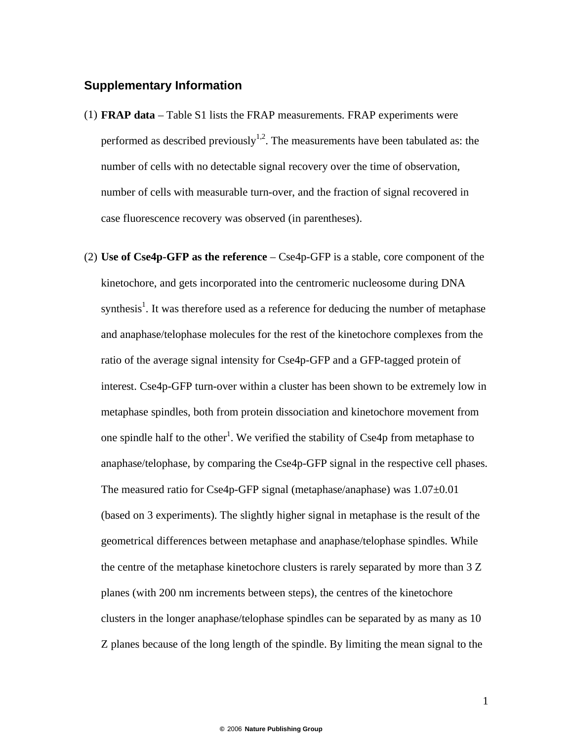## Supplementary Information

(1) **FRAP data** – Table S1 lists the FRAP measurements. FRAP experiments were performed as described previously[1,2]. The measurements have been tabulated as: the number of cells with no detectable signal recovery over the time of observation, number of cells with measurable turn-over, and the fraction of signal recovered in case fluorescence recovery was observed (in parentheses).

(2) **Use of Cse4p-GFP as the reference** – Cse4p-GFP is a stable, core component of the kinetochore, and gets incorporated into the centromeric nucleosome during DNA synthesis[1]. It was therefore used as a reference for deducing the number of metaphase and anaphase/telophase molecules for the rest of the kinetochore complexes from the ratio of the average signal intensity for Cse4p-GFP and a GFP-tagged protein of interest. Cse4p-GFP turn-over within a cluster has been shown to be extremely low in metaphase spindles, both from protein dissociation and kinetochore movement from one spindle half to the other[1]. We verified the stability of Cse4p from metaphase to anaphase/telophase, by comparing the Cse4p-GFP signal in the respective cell phases. The measured ratio for Cse4p-GFP signal (metaphase/anaphase) was $1.07 \pm 0.01$ (based on 3 experiments). The slightly higher signal in metaphase is the result of the geometrical differences between metaphase and anaphase/telophase spindles. While the centre of the metaphase kinetochore clusters is rarely separated by more than 3 Z planes (with 200 nm increments between steps), the centres of the kinetochore clusters in the longer anaphase/telophase spindles can be separated by as many as 10 Z planes because of the long length of the spindle. By limiting the mean signal to the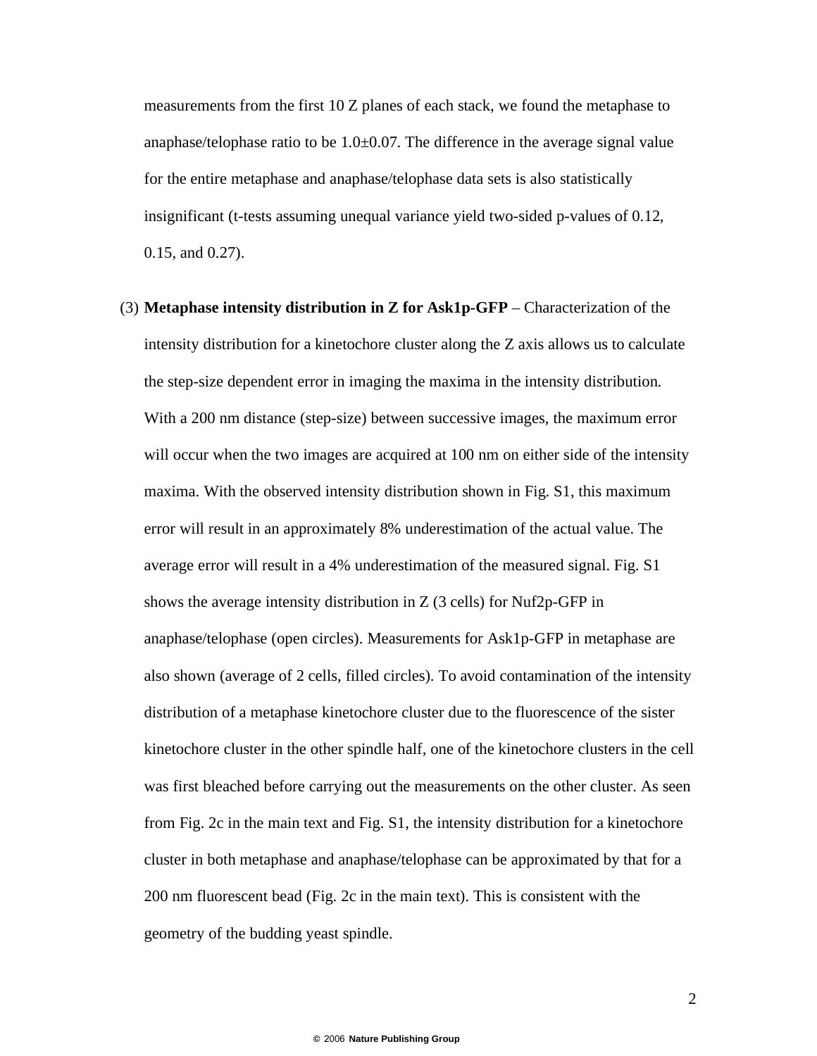measurements from the first 10 Z planes of each stack, we found the metaphase to anaphase/telophase ratio to be 1.0±0.07. The difference in the average signal value for the entire metaphase and anaphase/telophase data sets is also statistically insignificant (t-tests assuming unequal variance yield two-sided p-values of 0.12, 0.15, and 0.27).

(3) **Metaphase intensity distribution in Z for Ask1p-GFP** – Characterization of the intensity distribution for a kinetochore cluster along the Z axis allows us to calculate the step-size dependent error in imaging the maxima in the intensity distribution. With a 200 nm distance (step-size) between successive images, the maximum error will occur when the two images are acquired at 100 nm on either side of the intensity maxima. With the observed intensity distribution shown in Fig. S1, this maximum error will result in an approximately 8% underestimation of the actual value. The average error will result in a 4% underestimation of the measured signal. Fig. S1 shows the average intensity distribution in Z (3 cells) for Nuf2p-GFP in anaphase/telophase (open circles). Measurements for Ask1p-GFP in metaphase are also shown (average of 2 cells, filled circles). To avoid contamination of the intensity distribution of a metaphase kinetochore cluster due to the fluorescence of the sister kinetochore cluster in the other spindle half, one of the kinetochore clusters in the cell was first bleached before carrying out the measurements on the other cluster. As seen from Fig. 2c in the main text and Fig. S1, the intensity distribution for a kinetochore cluster in both metaphase and anaphase/telophase can be approximated by that for a 200 nm fluorescent bead (Fig. 2c in the main text). This is consistent with the geometry of the budding yeast spindle.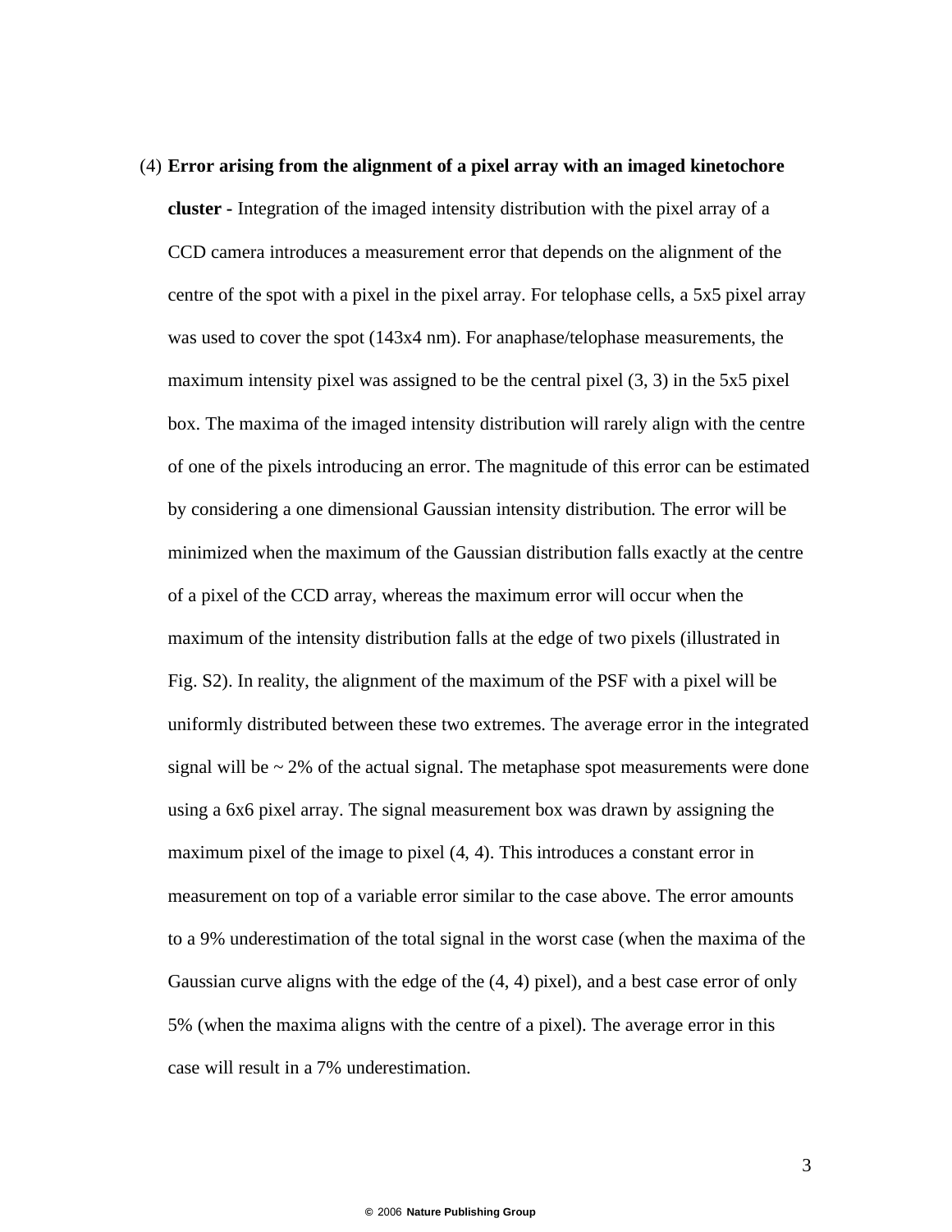(4) **Error arising from the alignment of a pixel array with an imaged kinetochore cluster -** Integration of the imaged intensity distribution with the pixel array of a CCD camera introduces a measurement error that depends on the alignment of the centre of the spot with a pixel in the pixel array. For telophase cells, a 5x5 pixel array was used to cover the spot (143x4 nm). For anaphase/telophase measurements, the maximum intensity pixel was assigned to be the central pixel (3, 3) in the 5x5 pixel box. The maxima of the imaged intensity distribution will rarely align with the centre of one of the pixels introducing an error. The magnitude of this error can be estimated by considering a one dimensional Gaussian intensity distribution. The error will be minimized when the maximum of the Gaussian distribution falls exactly at the centre of a pixel of the CCD array, whereas the maximum error will occur when the maximum of the intensity distribution falls at the edge of two pixels (illustrated in Fig. S2). In reality, the alignment of the maximum of the PSF with a pixel will be uniformly distributed between these two extremes. The average error in the integrated signal will be ~ 2% of the actual signal. The metaphase spot measurements were done using a 6x6 pixel array. The signal measurement box was drawn by assigning the maximum pixel of the image to pixel (4, 4). This introduces a constant error in measurement on top of a variable error similar to the case above. The error amounts to a 9% underestimation of the total signal in the worst case (when the maxima of the Gaussian curve aligns with the edge of the (4, 4) pixel), and a best case error of only 5% (when the maxima aligns with the centre of a pixel). The average error in this case will result in a 7% underestimation.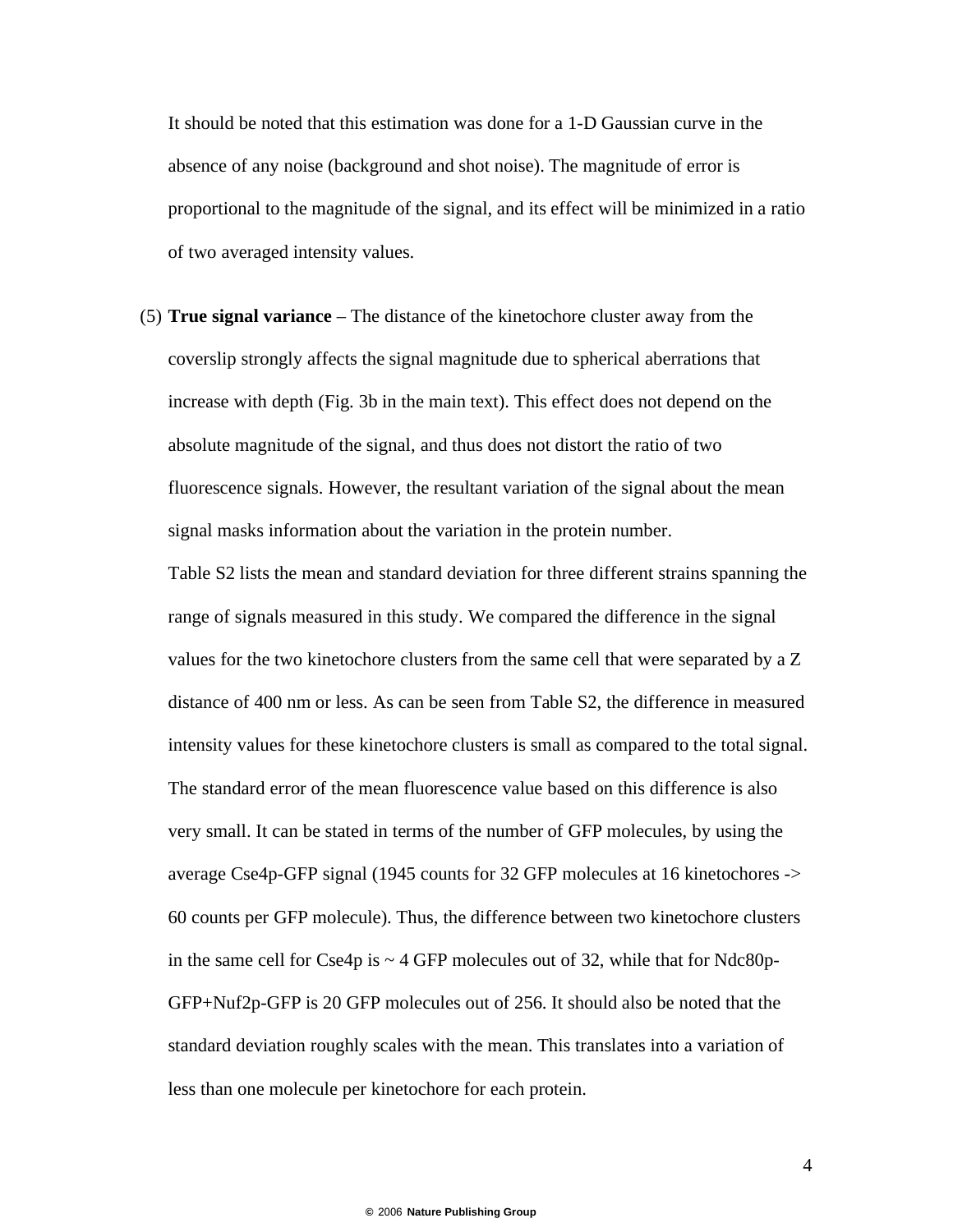It should be noted that this estimation was done for a 1-D Gaussian curve in the absence of any noise (background and shot noise). The magnitude of error is proportional to the magnitude of the signal, and its effect will be minimized in a ratio of two averaged intensity values.

(5) **True signal variance** – The distance of the kinetochore cluster away from the coverslip strongly affects the signal magnitude due to spherical aberrations that increase with depth (Fig. 3b in the main text). This effect does not depend on the absolute magnitude of the signal, and thus does not distort the ratio of two fluorescence signals. However, the resultant variation of the signal about the mean signal masks information about the variation in the protein number.

Table S2 lists the mean and standard deviation for three different strains spanning the range of signals measured in this study. We compared the difference in the signal values for the two kinetochore clusters from the same cell that were separated by a Z distance of 400 nm or less. As can be seen from Table S2, the difference in measured intensity values for these kinetochore clusters is small as compared to the total signal. The standard error of the mean fluorescence value based on this difference is also very small. It can be stated in terms of the number of GFP molecules, by using the average Cse4p-GFP signal (1945 counts for 32 GFP molecules at 16 kinetochores -> 60 counts per GFP molecule). Thus, the difference between two kinetochore clusters in the same cell for Cse4p is ~ 4 GFP molecules out of 32, while that for Ndc80p-GFP+Nuf2p-GFP is 20 GFP molecules out of 256. It should also be noted that the standard deviation roughly scales with the mean. This translates into a variation of less than one molecule per kinetochore for each protein.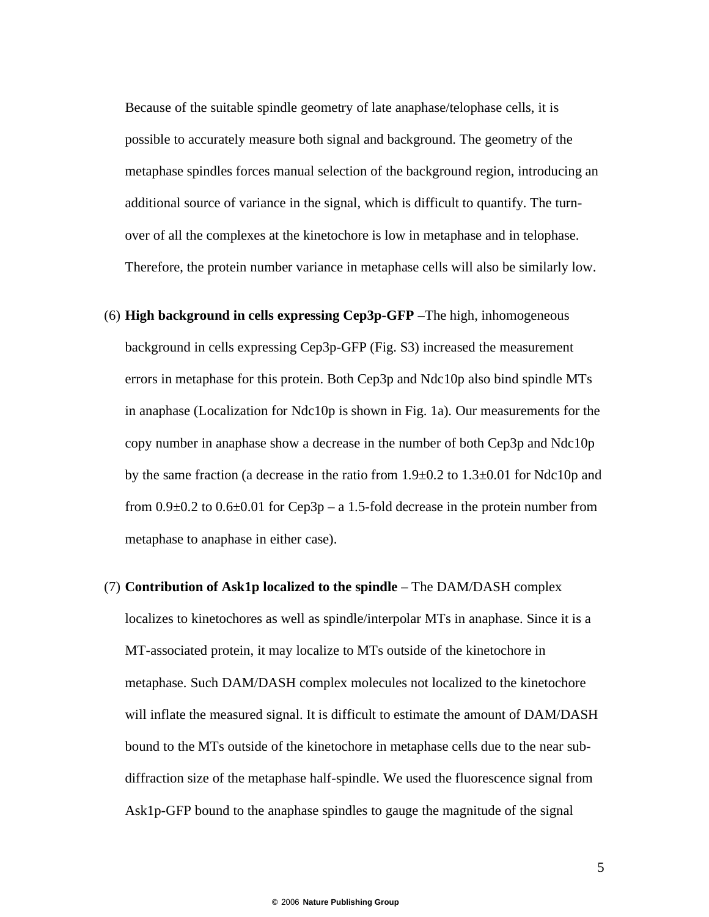Because of the suitable spindle geometry of late anaphase/telophase cells, it is possible to accurately measure both signal and background. The geometry of the metaphase spindles forces manual selection of the background region, introducing an additional source of variance in the signal, which is difficult to quantify. The turn-over of all the complexes at the kinetochore is low in metaphase and in telophase. Therefore, the protein number variance in metaphase cells will also be similarly low.

(6) **High background in cells expressing Cep3p-GFP** –The high, inhomogeneous background in cells expressing Cep3p-GFP (Fig. S3) increased the measurement errors in metaphase for this protein. Both Cep3p and Ndc10p also bind spindle MTs in anaphase (Localization for Ndc10p is shown in Fig. 1a). Our measurements for the copy number in anaphase show a decrease in the number of both Cep3p and Ndc10p by the same fraction (a decrease in the ratio from $1.9 \pm 0.2$ to $1.3 \pm 0.01$ for Ndc10p and from $0.9 \pm 0.2$ to $0.6 \pm 0.01$ for Cep3p – a 1.5-fold decrease in the protein number from metaphase to anaphase in either case).

(7) **Contribution of Ask1p localized to the spindle** – The DAM/DASH complex localizes to kinetochores as well as spindle/interpolar MTs in anaphase. Since it is a MT-associated protein, it may localize to MTs outside of the kinetochore in metaphase. Such DAM/DASH complex molecules not localized to the kinetochore will inflate the measured signal. It is difficult to estimate the amount of DAM/DASH bound to the MTs outside of the kinetochore in metaphase cells due to the near sub-diffraction size of the metaphase half-spindle. We used the fluorescence signal from Ask1p-GFP bound to the anaphase spindles to gauge the magnitude of the signal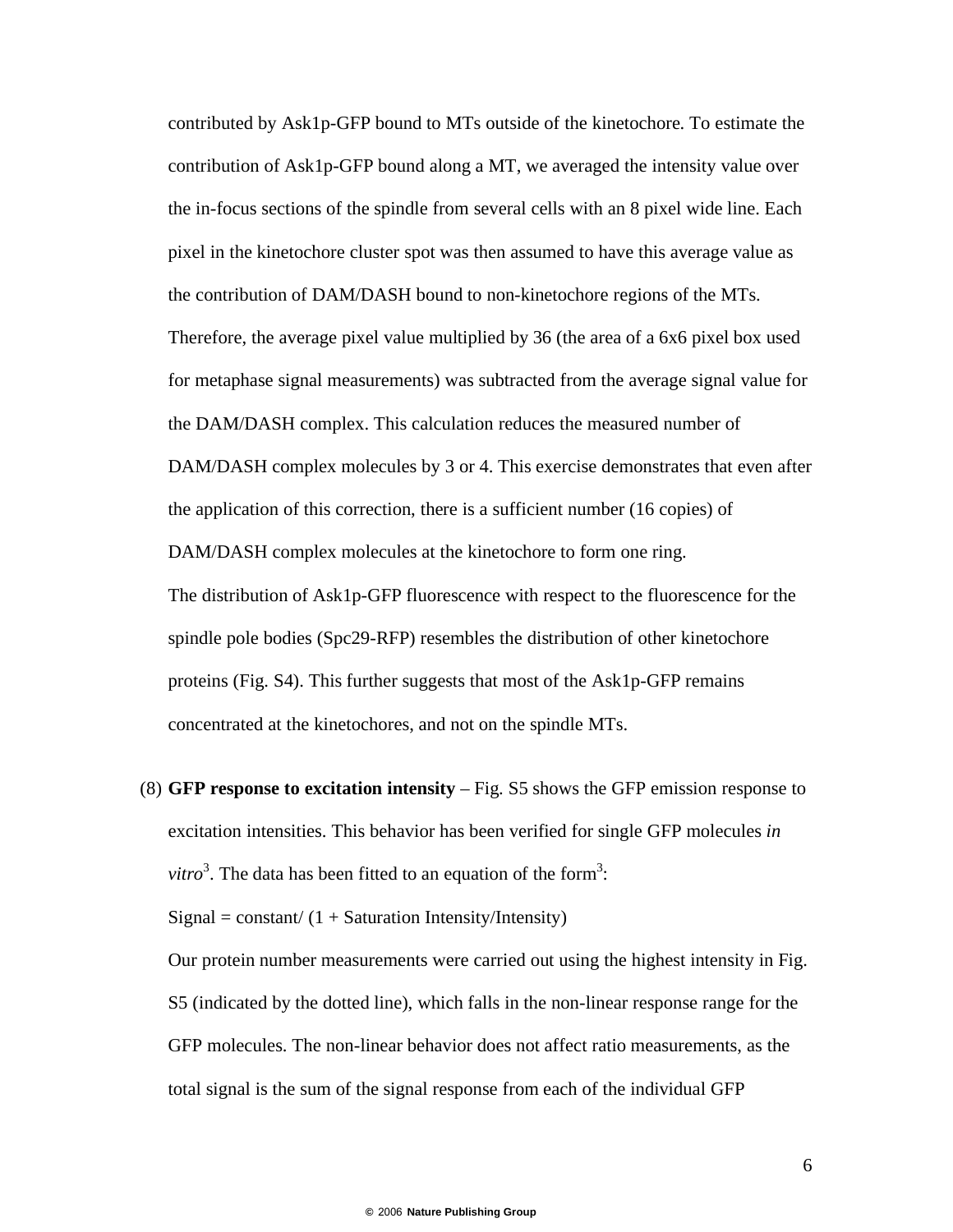contributed by Ask1p-GFP bound to MTs outside of the kinetochore. To estimate the contribution of Ask1p-GFP bound along a MT, we averaged the intensity value over the in-focus sections of the spindle from several cells with an 8 pixel wide line. Each pixel in the kinetochore cluster spot was then assumed to have this average value as the contribution of DAM/DASH bound to non-kinetochore regions of the MTs. Therefore, the average pixel value multiplied by 36 (the area of a 6x6 pixel box used for metaphase signal measurements) was subtracted from the average signal value for the DAM/DASH complex. This calculation reduces the measured number of DAM/DASH complex molecules by 3 or 4. This exercise demonstrates that even after the application of this correction, there is a sufficient number (16 copies) of DAM/DASH complex molecules at the kinetochore to form one ring.

The distribution of Ask1p-GFP fluorescence with respect to the fluorescence for the spindle pole bodies (Spc29-RFP) resembles the distribution of other kinetochore proteins (Fig. S4). This further suggests that most of the Ask1p-GFP remains concentrated at the kinetochores, and not on the spindle MTs.

(8) **GFP response to excitation intensity** – Fig. S5 shows the GFP emission response to excitation intensities. This behavior has been verified for single GFP molecules *in vitro*[3]. The data has been fitted to an equation of the form[3]:

Signal = constant/ (1 + Saturation Intensity/Intensity)

Our protein number measurements were carried out using the highest intensity in Fig. S5 (indicated by the dotted line), which falls in the non-linear response range for the GFP molecules. The non-linear behavior does not affect ratio measurements, as the total signal is the sum of the signal response from each of the individual GFP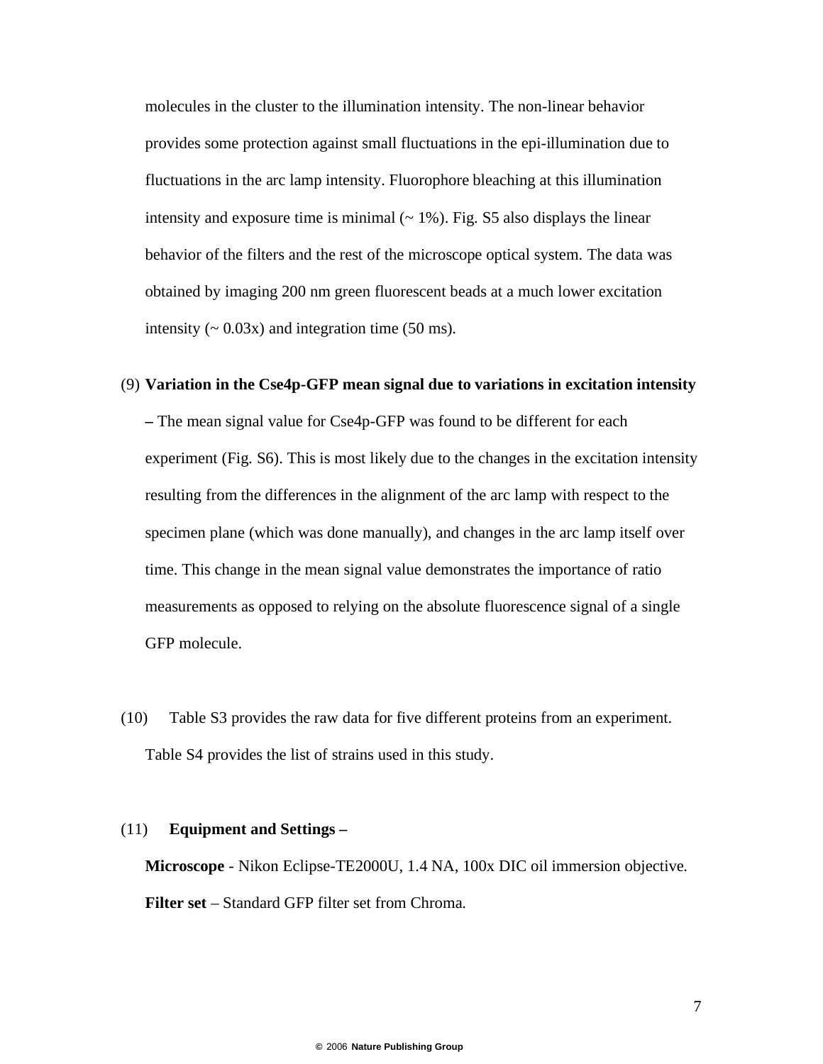molecules in the cluster to the illumination intensity. The non-linear behavior provides some protection against small fluctuations in the epi-illumination due to fluctuations in the arc lamp intensity. Fluorophore bleaching at this illumination intensity and exposure time is minimal (~ 1%). Fig. S5 also displays the linear behavior of the filters and the rest of the microscope optical system. The data was obtained by imaging 200 nm green fluorescent beads at a much lower excitation intensity (~ 0.03x) and integration time (50 ms).

(9) **Variation in the Cse4p-GFP mean signal due to variations in excitation intensity –** The mean signal value for Cse4p-GFP was found to be different for each experiment (Fig. S6). This is most likely due to the changes in the excitation intensity resulting from the differences in the alignment of the arc lamp with respect to the specimen plane (which was done manually), and changes in the arc lamp itself over time. This change in the mean signal value demonstrates the importance of ratio measurements as opposed to relying on the absolute fluorescence signal of a single GFP molecule.

(10) Table S3 provides the raw data for five different proteins from an experiment. Table S4 provides the list of strains used in this study.

(11) **Equipment and Settings –**

**Microscope** - Nikon Eclipse-TE2000U, 1.4 NA, 100x DIC oil immersion objective.

**Filter set** – Standard GFP filter set from Chroma.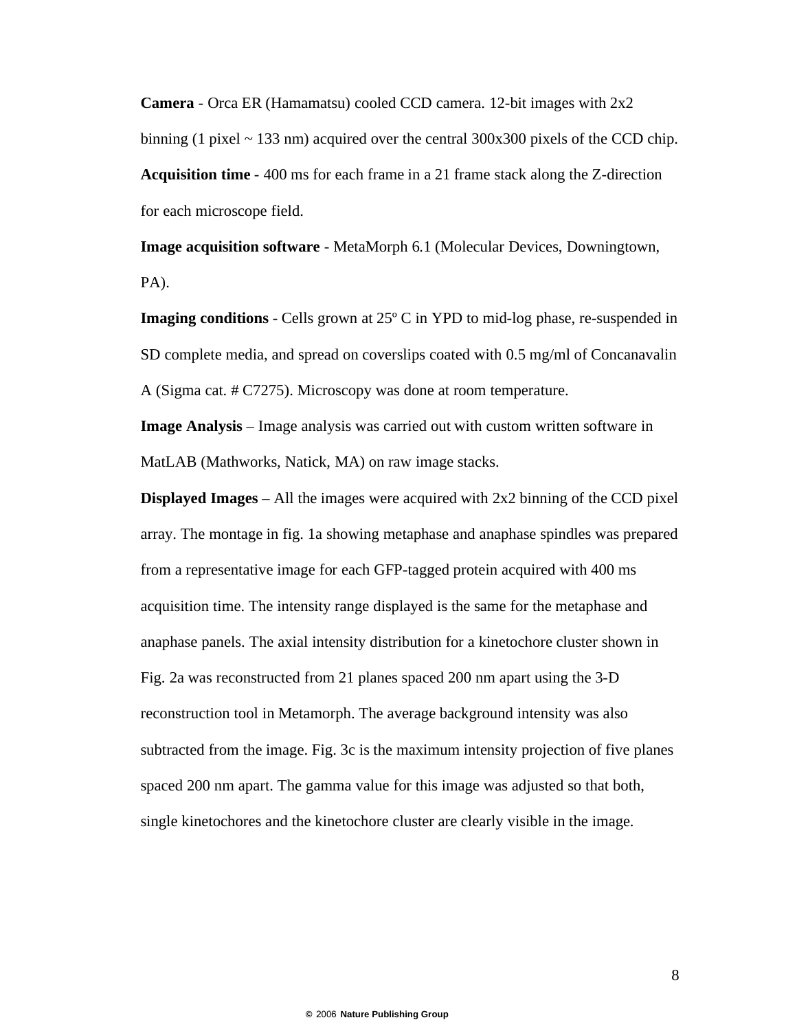**Camera** - Orca ER (Hamamatsu) cooled CCD camera. 12-bit images with 2x2 binning (1 pixel ~ 133 nm) acquired over the central 300x300 pixels of the CCD chip.

**Acquisition time** - 400 ms for each frame in a 21 frame stack along the Z-direction for each microscope field.

**Image acquisition software** - MetaMorph 6.1 (Molecular Devices, Downingtown, PA).

**Imaging conditions** - Cells grown at 25º C in YPD to mid-log phase, re-suspended in SD complete media, and spread on coverslips coated with 0.5 mg/ml of Concanavalin A (Sigma cat. # C7275). Microscopy was done at room temperature.

**Image Analysis** – Image analysis was carried out with custom written software in MatLAB (Mathworks, Natick, MA) on raw image stacks.

**Displayed Images** – All the images were acquired with 2x2 binning of the CCD pixel array. The montage in fig. 1a showing metaphase and anaphase spindles was prepared from a representative image for each GFP-tagged protein acquired with 400 ms acquisition time. The intensity range displayed is the same for the metaphase and anaphase panels. The axial intensity distribution for a kinetochore cluster shown in Fig. 2a was reconstructed from 21 planes spaced 200 nm apart using the 3-D reconstruction tool in Metamorph. The average background intensity was also subtracted from the image. Fig. 3c is the maximum intensity projection of five planes spaced 200 nm apart. The gamma value for this image was adjusted so that both, single kinetochores and the kinetochore cluster are clearly visible in the image.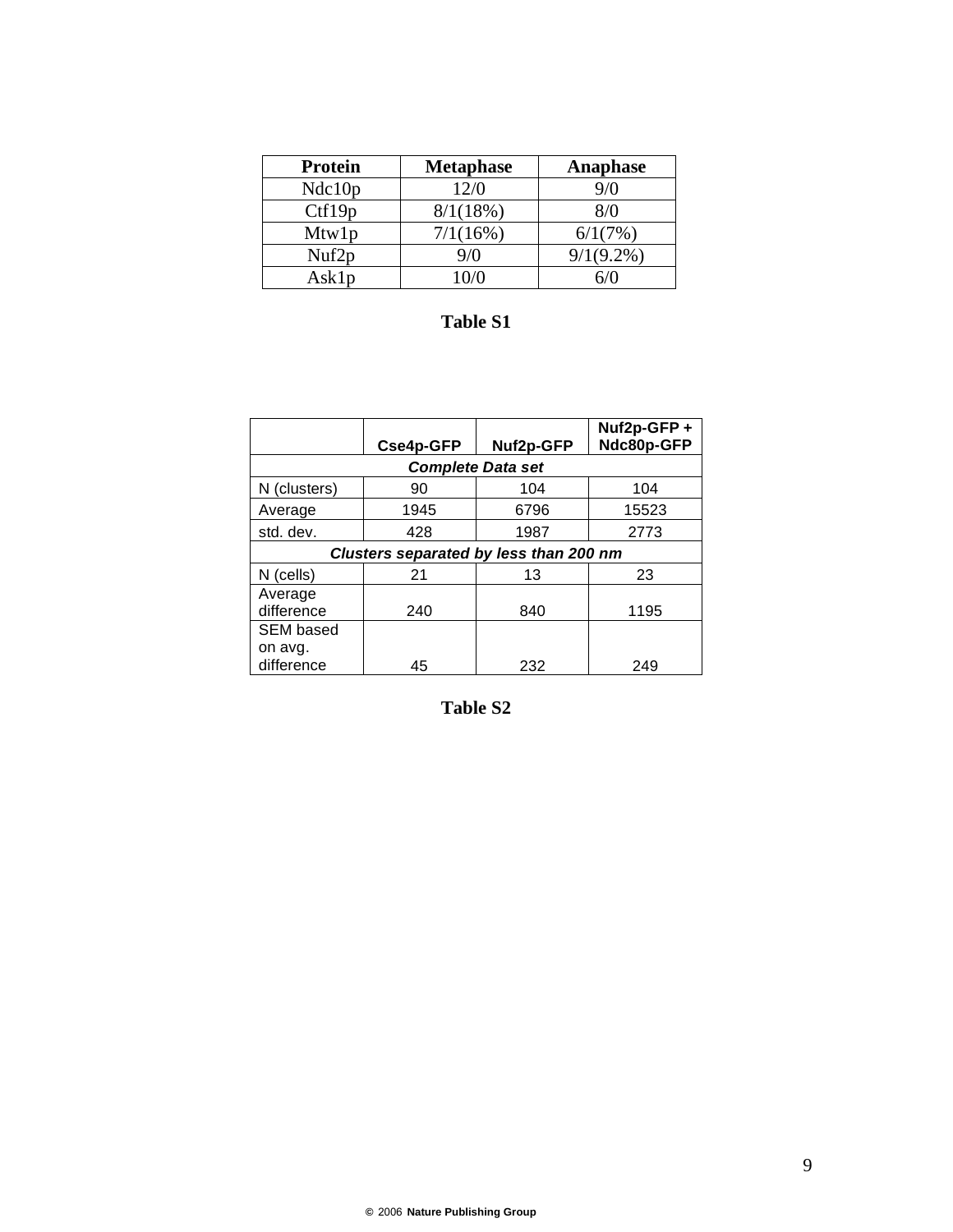| Protein | Metaphase | Anaphase |
|---|---|---|
| Ndc10p | 12/0 | 9/0 |
| Ctf19p | 8/1(18%) | 8/0 |
| Mtw1p | 7/1(16%) | 6/1(7%) |
| Nuf2p | 9/0 | 9/1(9.2%) |
| Ask1p | 10/0 | 6/0 |

**Table S1**

| | Cse4p-GFP | Nuf2p-GFP | Nuf2p-GFP + Ndc80p-GFP |
|---|---|---|---|
| ***Complete Data set*** | | | |
| N (clusters) | 90 | 104 | 104 |
| Average | 1945 | 6796 | 15523 |
| std. dev. | 428 | 1987 | 2773 |
| ***Clusters separated by less than 200 nm*** | | | |
| N (cells) | 21 | 13 | 23 |
| Average difference | 240 | 840 | 1195 |
| SEM based on avg. difference | 45 | 232 | 249 |

**Table S2**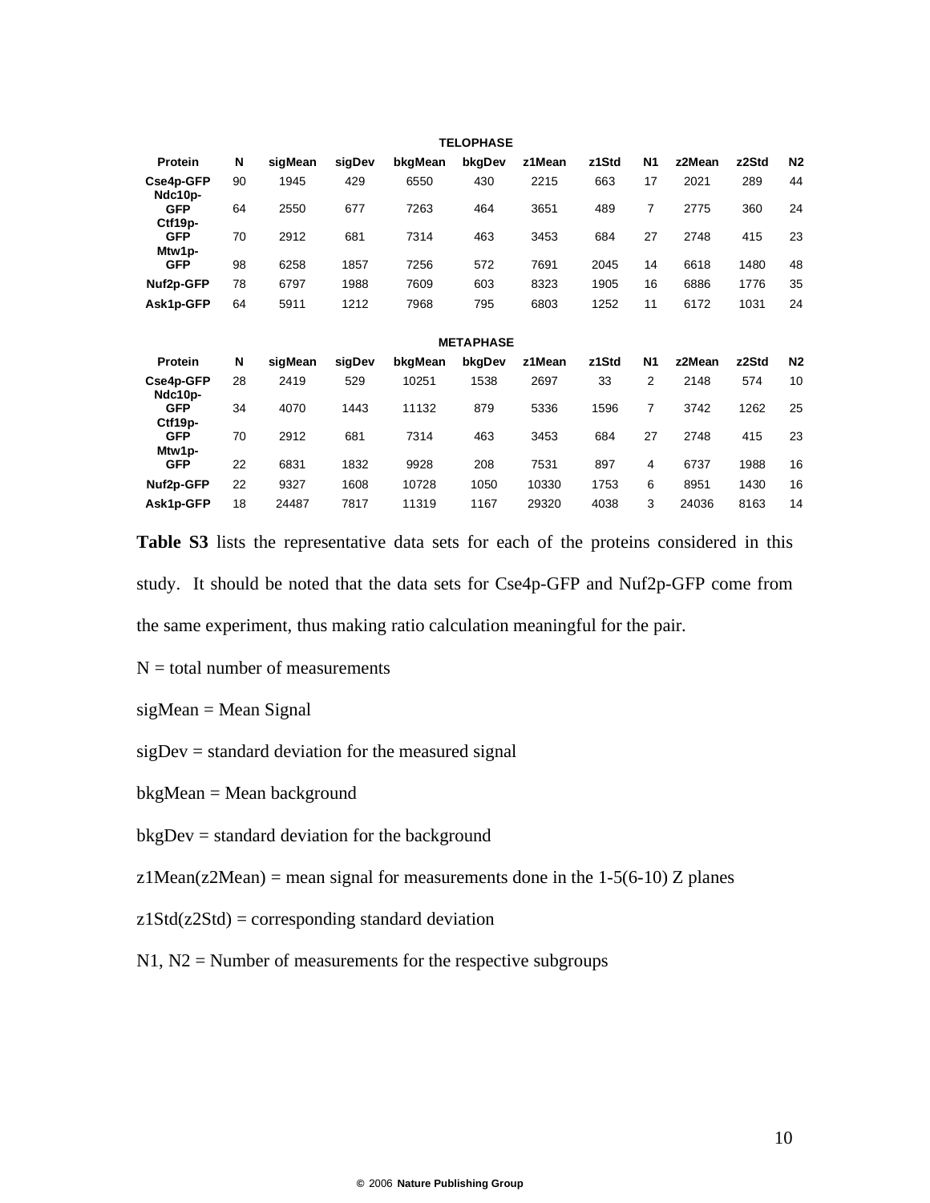**TELOPHASE**

| Protein | N | sigMean | sigDev | bkgMean | bkgDev | z1Mean | z1Std | N1 | z2Mean | z2Std | N2 |
|---|---|---|---|---|---|---|---|---|---|---|---|
| Cse4p-GFP | 90 | 1945 | 429 | 6550 | 430 | 2215 | 663 | 17 | 2021 | 289 | 44 |
| Ndc10p-GFP | 64 | 2550 | 677 | 7263 | 464 | 3651 | 489 | 7 | 2775 | 360 | 24 |
| Ctf19p-GFP | 70 | 2912 | 681 | 7314 | 463 | 3453 | 684 | 27 | 2748 | 415 | 23 |
| Mtw1p-GFP | 98 | 6258 | 1857 | 7256 | 572 | 7691 | 2045 | 14 | 6618 | 1480 | 48 |
| Nuf2p-GFP | 78 | 6797 | 1988 | 7609 | 603 | 8323 | 1905 | 16 | 6886 | 1776 | 35 |
| Ask1p-GFP | 64 | 5911 | 1212 | 7968 | 795 | 6803 | 1252 | 11 | 6172 | 1031 | 24 |

**METAPHASE**

| Protein | N | sigMean | sigDev | bkgMean | bkgDev | z1Mean | z1Std | N1 | z2Mean | z2Std | N2 |
|---|---|---|---|---|---|---|---|---|---|---|---|
| Cse4p-GFP | 28 | 2419 | 529 | 10251 | 1538 | 2697 | 33 | 2 | 2148 | 574 | 10 |
| Ndc10p-GFP | 34 | 4070 | 1443 | 11132 | 879 | 5336 | 1596 | 7 | 3742 | 1262 | 25 |
| Ctf19p-GFP | 70 | 2912 | 681 | 7314 | 463 | 3453 | 684 | 27 | 2748 | 415 | 23 |
| Mtw1p-GFP | 22 | 6831 | 1832 | 9928 | 208 | 7531 | 897 | 4 | 6737 | 1988 | 16 |
| Nuf2p-GFP | 22 | 9327 | 1608 | 10728 | 1050 | 10330 | 1753 | 6 | 8951 | 1430 | 16 |
| Ask1p-GFP | 18 | 24487 | 7817 | 11319 | 1167 | 29320 | 4038 | 3 | 24036 | 8163 | 14 |

**Table S3** lists the representative data sets for each of the proteins considered in this study. It should be noted that the data sets for Cse4p-GFP and Nuf2p-GFP come from the same experiment, thus making ratio calculation meaningful for the pair.

N = total number of measurements

sigMean = Mean Signal

sigDev = standard deviation for the measured signal

bkgMean = Mean background

bkgDev = standard deviation for the background

z1Mean(z2Mean) = mean signal for measurements done in the 1-5(6-10) Z planes

z1Std(z2Std) = corresponding standard deviation

N1, N2 = Number of measurements for the respective subgroups

© 2006 Nature Publishing Group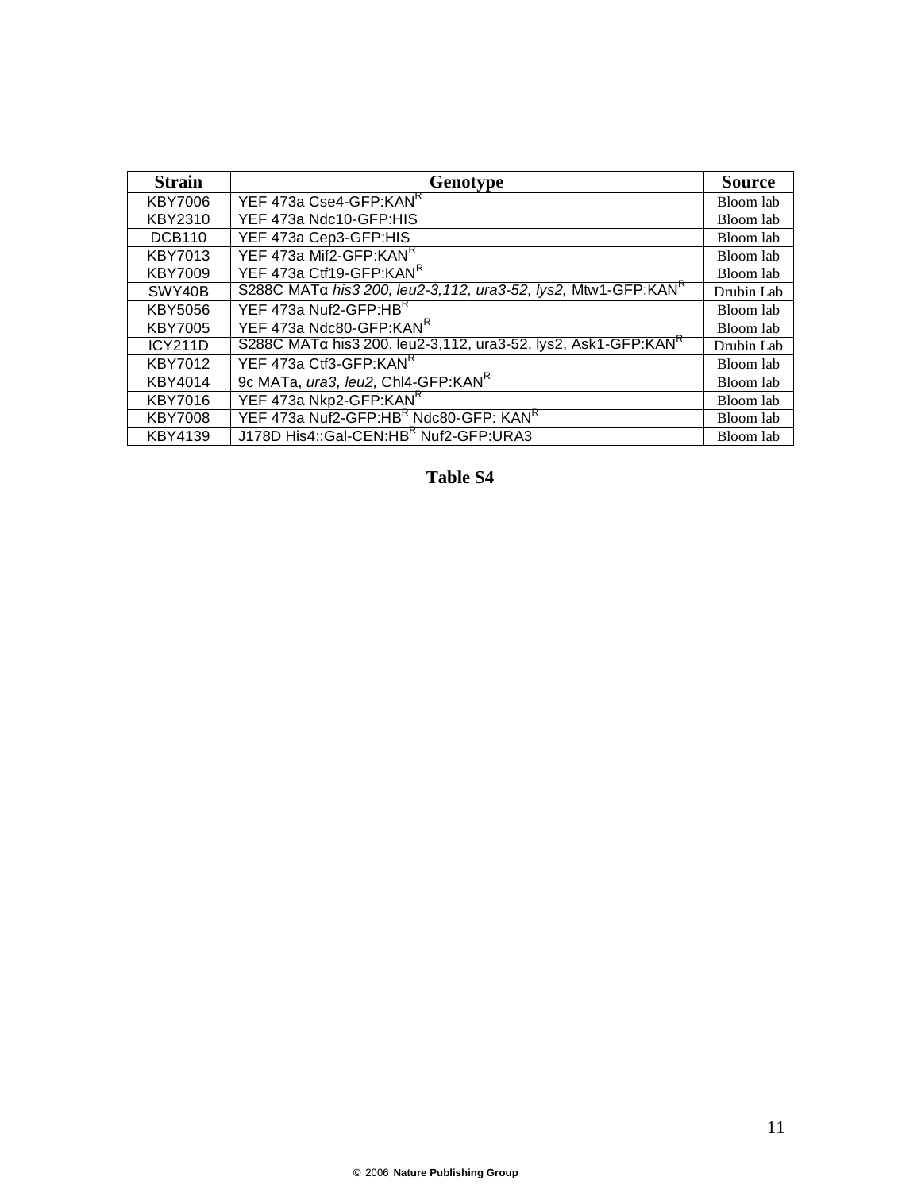| Strain | Genotype | Source |
|---|---|---|
| KBY7006 | YEF 473a Cse4-GFP:KAN$^R$ | Bloom lab |
| KBY2310 | YEF 473a Ndc10-GFP:HIS | Bloom lab |
| DCB110 | YEF 473a Cep3-GFP:HIS | Bloom lab |
| KBY7013 | YEF 473a Mif2-GFP:KAN$^R$ | Bloom lab |
| KBY7009 | YEF 473a Ctf19-GFP:KAN$^R$ | Bloom lab |
| SWY40B | S288C MATα *his3 200, leu2-3,112, ura3-52, lys2,* Mtw1-GFP:KAN$^R$ | Drubin Lab |
| KBY5056 | YEF 473a Nuf2-GFP:HB$^R$ | Bloom lab |
| KBY7005 | YEF 473a Ndc80-GFP:KAN$^R$ | Bloom lab |
| ICY211D | S288C MATα his3 200, leu2-3,112, ura3-52, lys2, Ask1-GFP:KAN$^R$ | Drubin Lab |
| KBY7012 | YEF 473a Ctf3-GFP:KAN$^R$ | Bloom lab |
| KBY4014 | 9c MATa, *ura3, leu2,* Chl4-GFP:KAN$^R$ | Bloom lab |
| KBY7016 | YEF 473a Nkp2-GFP:KAN$^R$ | Bloom lab |
| KBY7008 | YEF 473a Nuf2-GFP:HB$^R$ Ndc80-GFP: KAN$^R$ | Bloom lab |
| KBY4139 | J178D His4::Gal-CEN:HB$^R$ Nuf2-GFP:URA3 | Bloom lab |

**Table S4**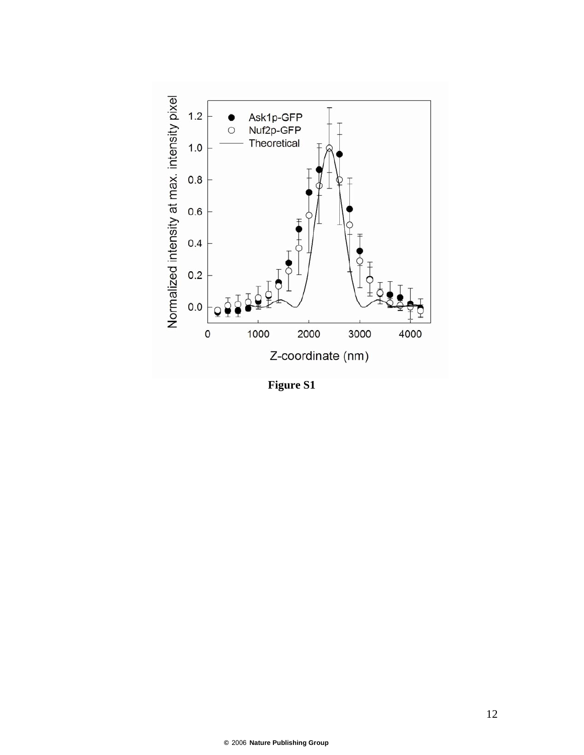**Figure S1**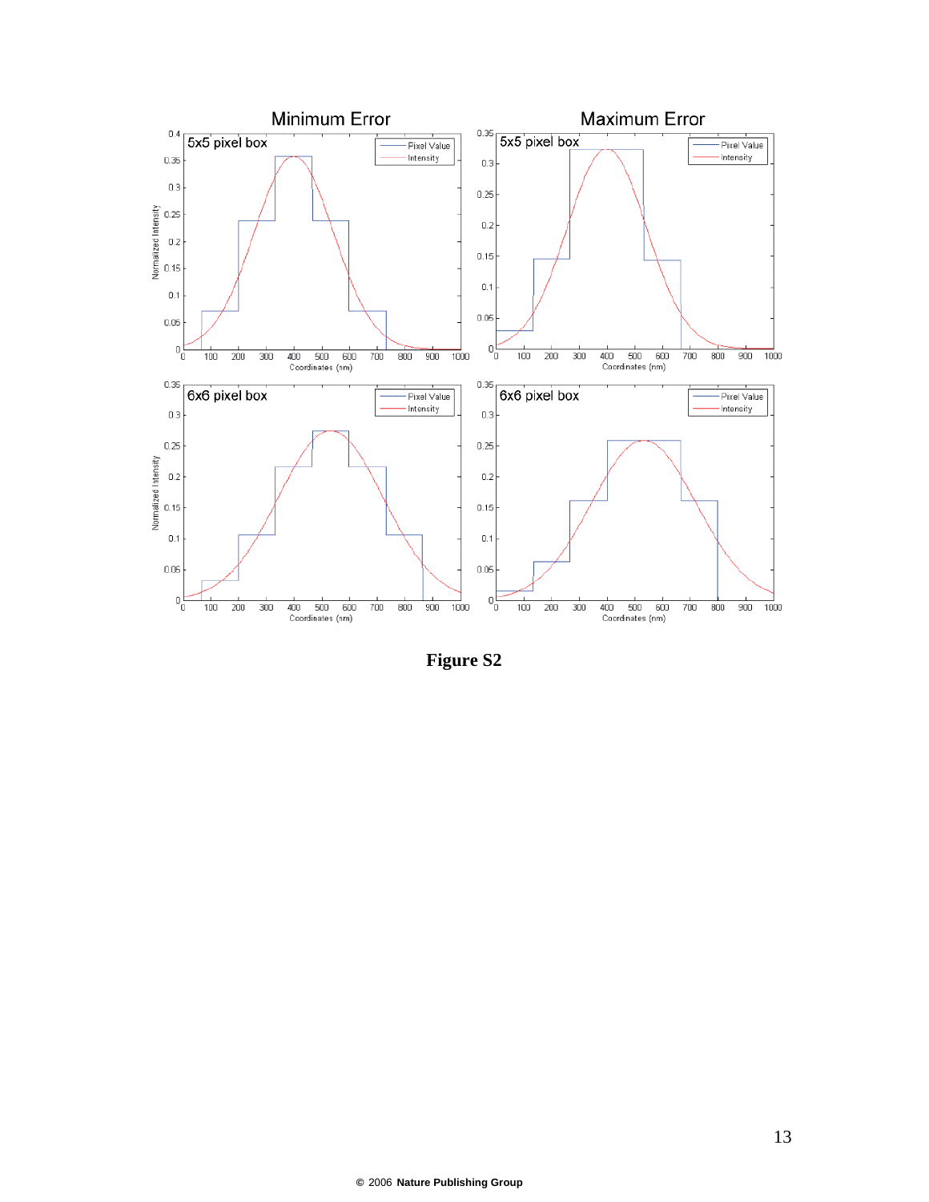**Figure S2**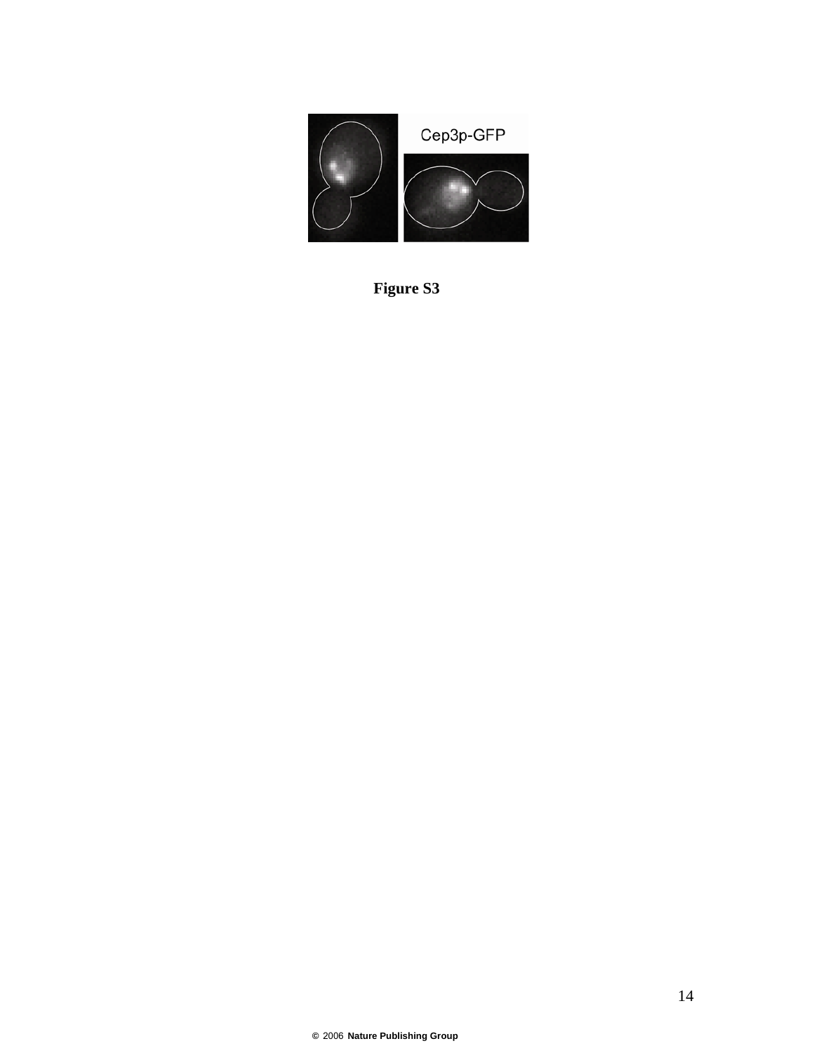**Figure S3**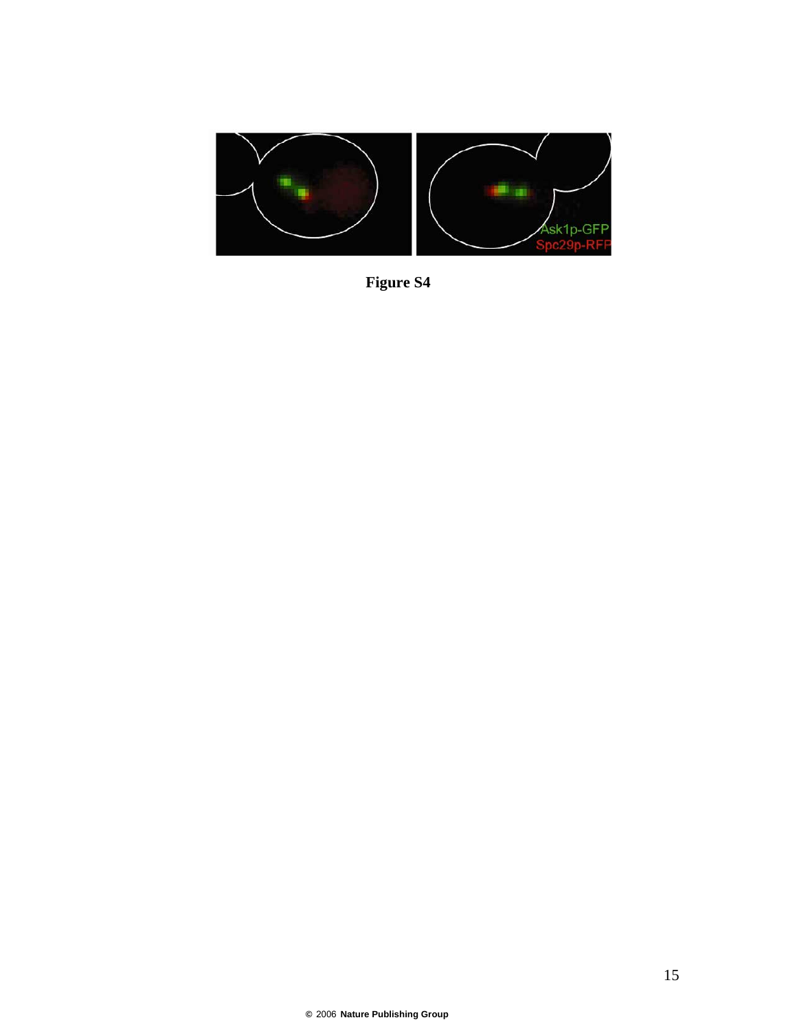**Figure S4**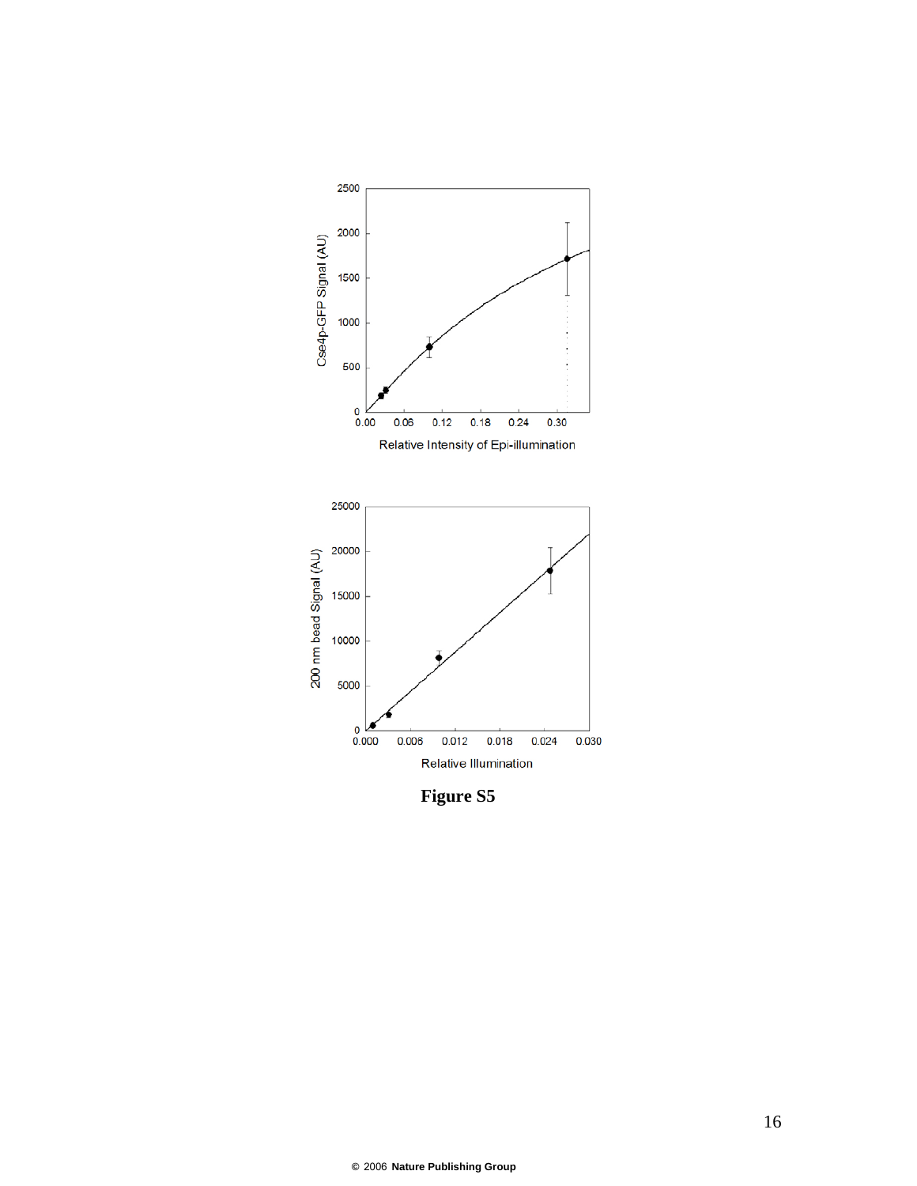**Figure S5**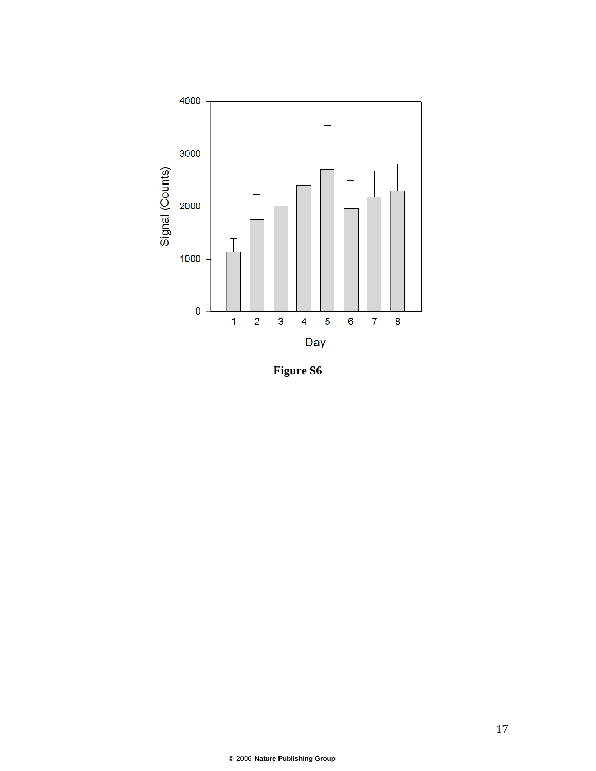**Figure S6**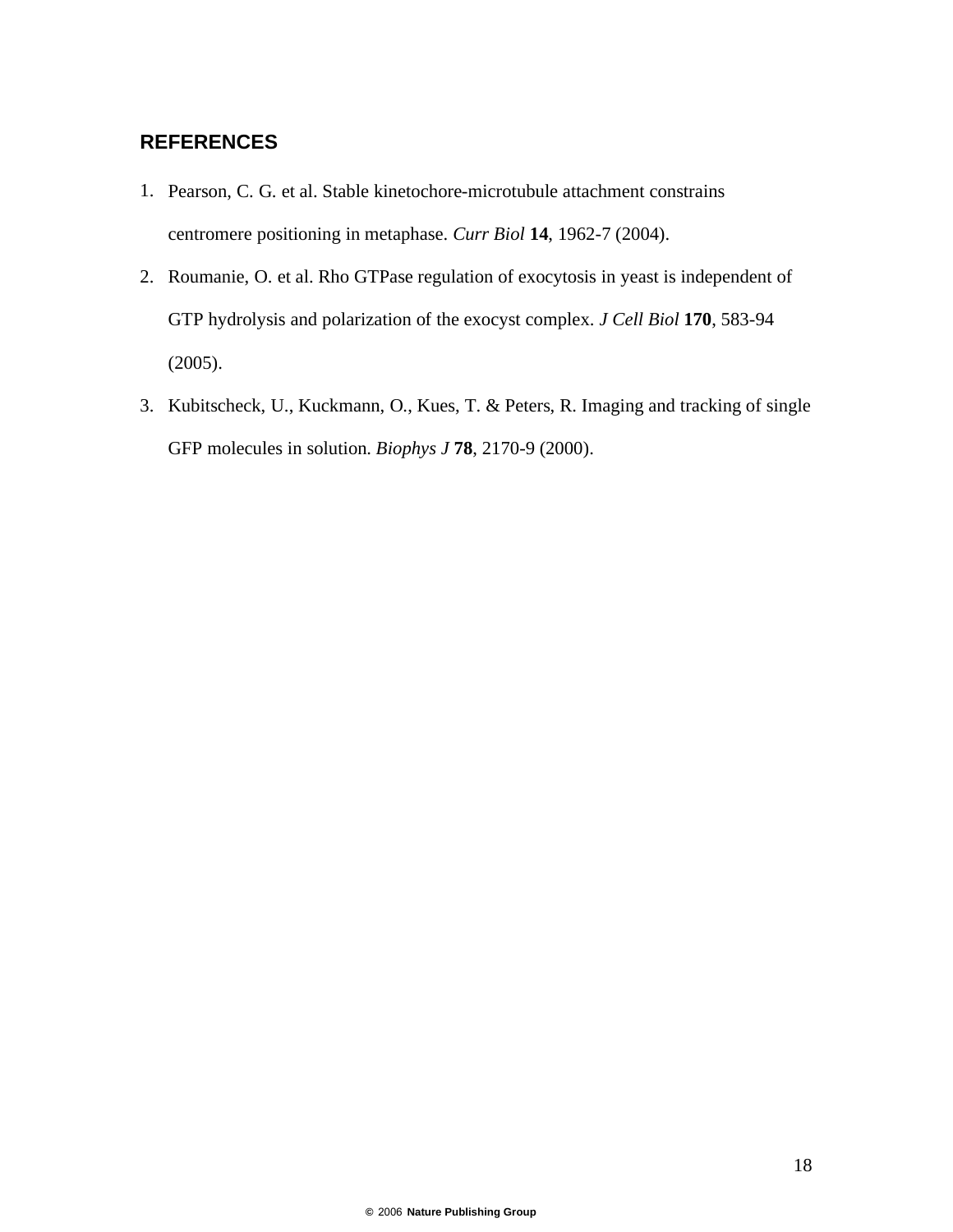## REFERENCES

1. Pearson, C. G. et al. Stable kinetochore-microtubule attachment constrains centromere positioning in metaphase. *Curr Biol* **14**, 1962-7 (2004).
2. Roumanie, O. et al. Rho GTPase regulation of exocytosis in yeast is independent of GTP hydrolysis and polarization of the exocyst complex. *J Cell Biol* **170**, 583-94 (2005).
3. Kubitscheck, U., Kuckmann, O., Kues, T. & Peters, R. Imaging and tracking of single GFP molecules in solution. *Biophys J* **78**, 2170-9 (2000).